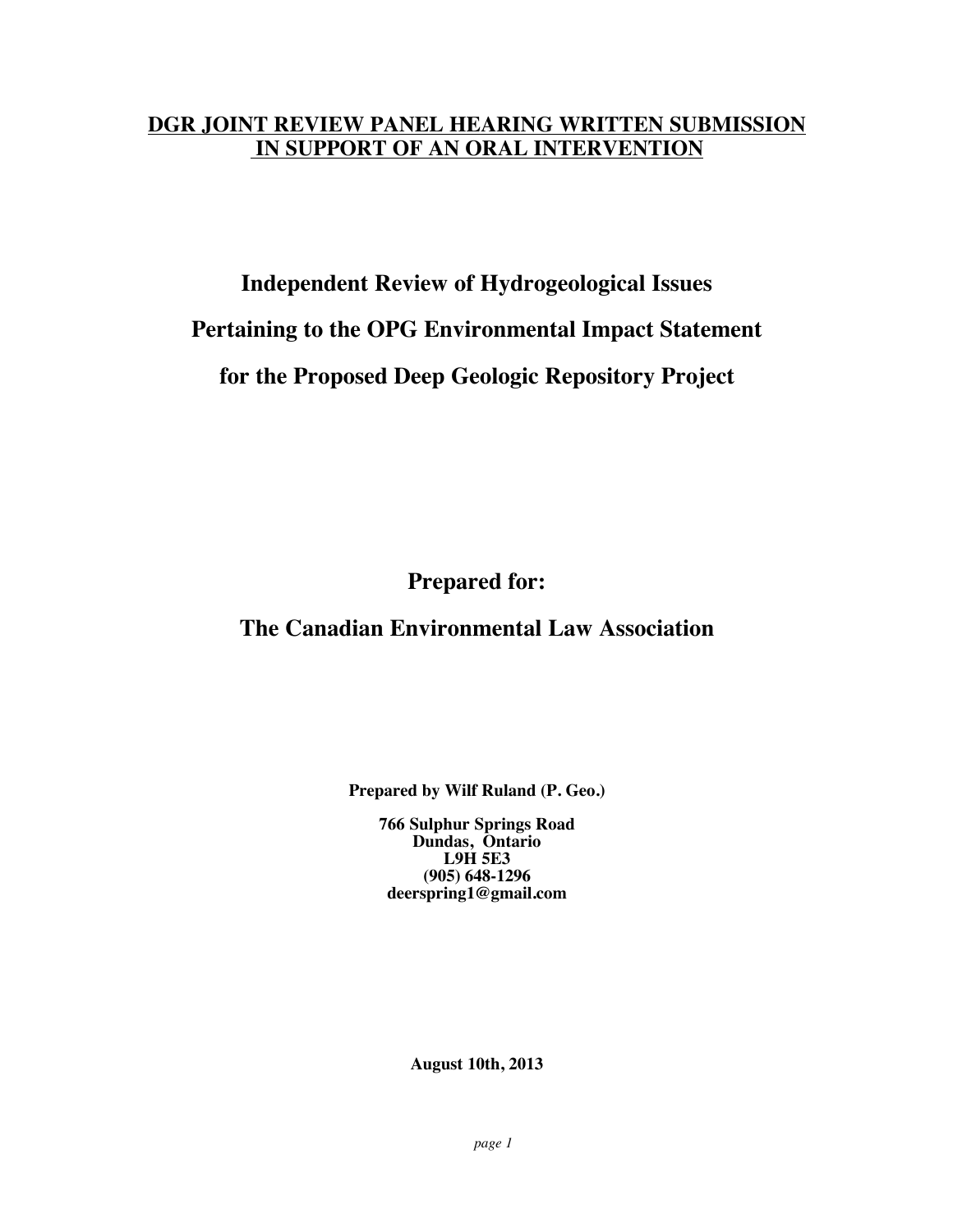**DGR JOINT REVIEW PANEL HEARING WRITTEN SUBMISSION IN SUPPORT OF AN ORAL INTERVENTION**

# Independent Review of Hydrogeological Issues Pertaining to the OPG Environmental Impact Statement for the Proposed Deep Geologic Repository Project

## Prepared for:

## The Canadian Environmental Law Association

**Prepared by Wilf Ruland (P. Geo.)**

**766 Sulphur Springs Road**
**Dundas, Ontario**
**L9H 5E3**
**(905) 648-1296**
**deerspring1@gmail.com**

**August 10th, 2013**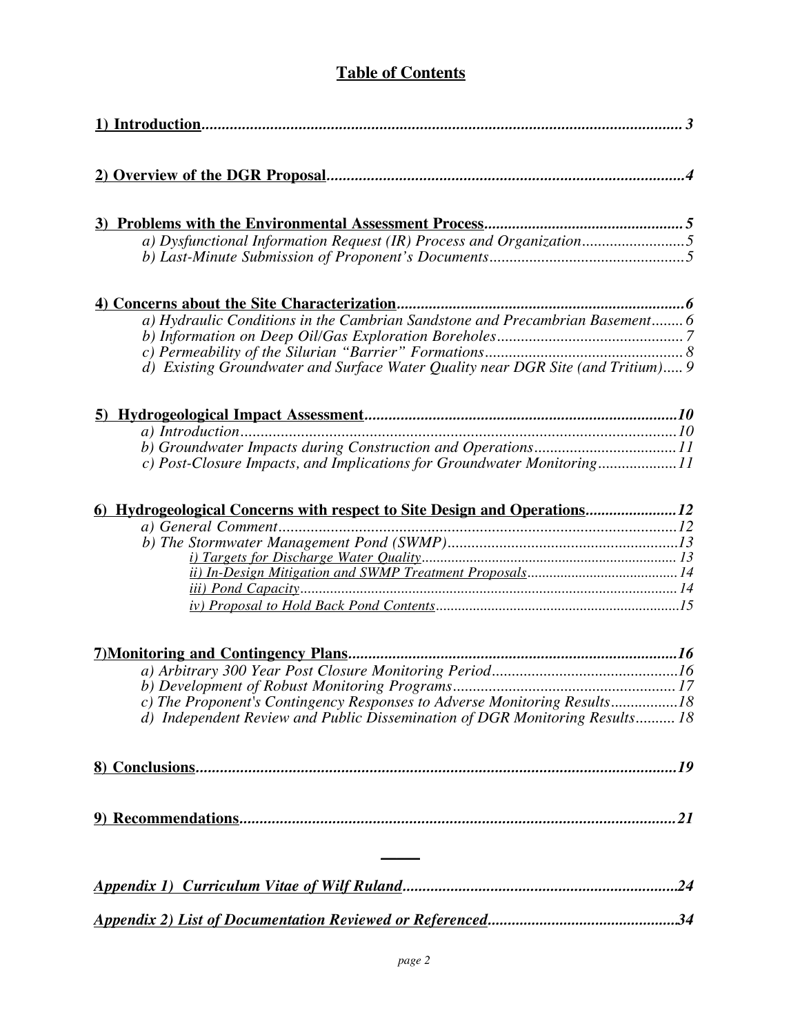# Table of Contents

**1) Introduction** ........ 3

**2) Overview of the DGR Proposal** ........ 4

**3) Problems with the Environmental Assessment Process** ........ 5
- *a) Dysfunctional Information Request (IR) Process and Organization* ........ 5
- *b) Last-Minute Submission of Proponent's Documents* ........ 5

**4) Concerns about the Site Characterization** ........ 6
- *a) Hydraulic Conditions in the Cambrian Sandstone and Precambrian Basement* ........ 6
- *b) Information on Deep Oil/Gas Exploration Boreholes* ........ 7
- *c) Permeability of the Silurian "Barrier" Formations* ........ 8
- *d) Existing Groundwater and Surface Water Quality near DGR Site (and Tritium)* ........ 9

**5) Hydrogeological Impact Assessment** ........ 10
- *a) Introduction* ........ 10
- *b) Groundwater Impacts during Construction and Operations* ........ 11
- *c) Post-Closure Impacts, and Implications for Groundwater Monitoring* ........ 11

**6) Hydrogeological Concerns with respect to Site Design and Operations** ........ 12
- *a) General Comment* ........ 12
- *b) The Stormwater Management Pond (SWMP)* ........ 13
  - *i) Targets for Discharge Water Quality* ........ 13
  - *ii) In-Design Mitigation and SWMP Treatment Proposals* ........ 14
  - *iii) Pond Capacity* ........ 14
  - *iv) Proposal to Hold Back Pond Contents* ........ 15

**7) Monitoring and Contingency Plans** ........ 16
- *a) Arbitrary 300 Year Post Closure Monitoring Period* ........ 16
- *b) Development of Robust Monitoring Programs* ........ 17
- *c) The Proponent's Contingency Responses to Adverse Monitoring Results* ........ 18
- *d) Independent Review and Public Dissemination of DGR Monitoring Results* ........ 18

**8) Conclusions** ........ 19

**9) Recommendations** ........ 21

---

***Appendix 1) Curriculum Vitae of Wilf Ruland*** ........ 24

***Appendix 2) List of Documentation Reviewed or Referenced*** ........ 34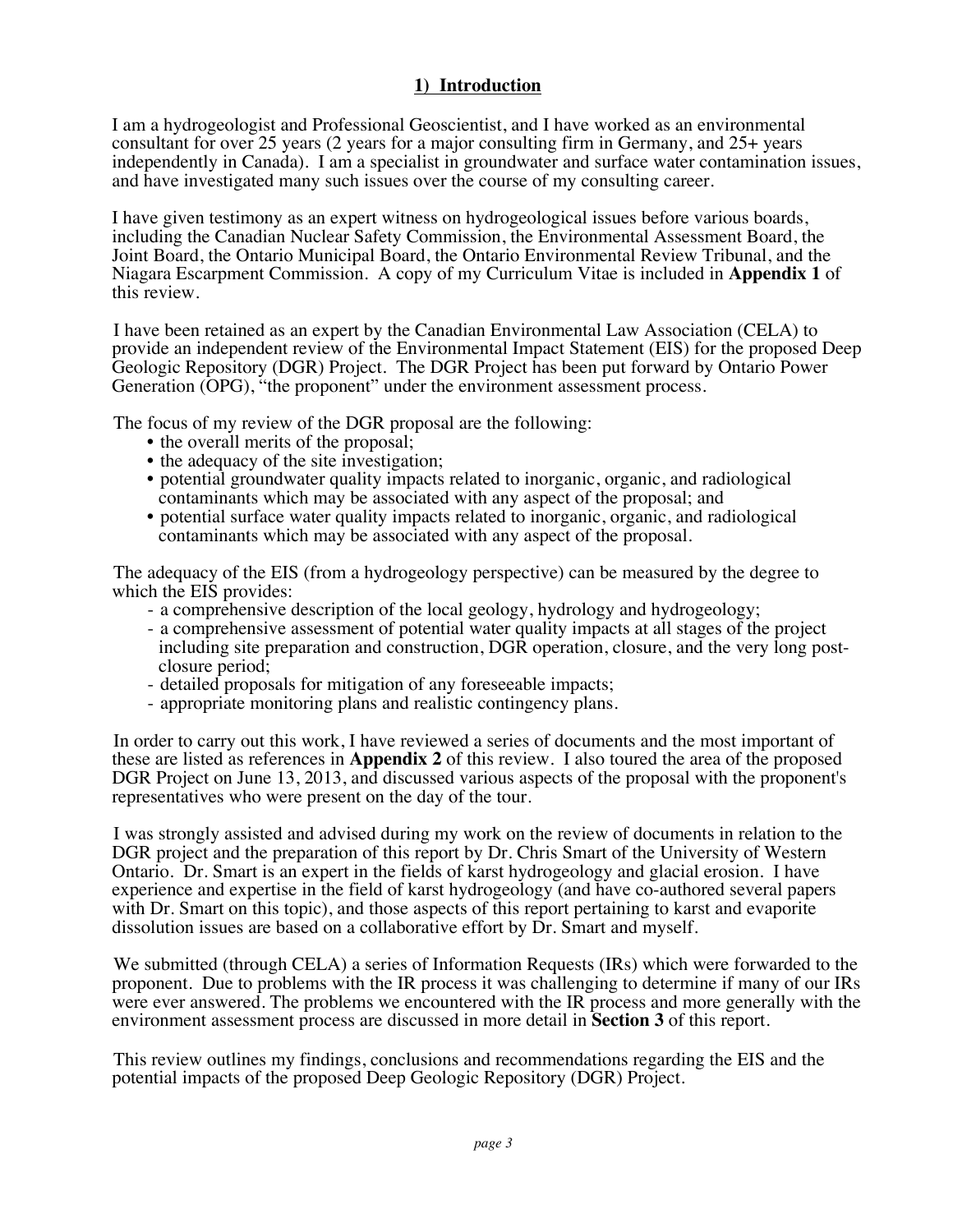## 1) Introduction

I am a hydrogeologist and Professional Geoscientist, and I have worked as an environmental consultant for over 25 years (2 years for a major consulting firm in Germany, and 25+ years independently in Canada). I am a specialist in groundwater and surface water contamination issues, and have investigated many such issues over the course of my consulting career.

I have given testimony as an expert witness on hydrogeological issues before various boards, including the Canadian Nuclear Safety Commission, the Environmental Assessment Board, the Joint Board, the Ontario Municipal Board, the Ontario Environmental Review Tribunal, and the Niagara Escarpment Commission. A copy of my Curriculum Vitae is included in **Appendix 1** of this review.

I have been retained as an expert by the Canadian Environmental Law Association (CELA) to provide an independent review of the Environmental Impact Statement (EIS) for the proposed Deep Geologic Repository (DGR) Project. The DGR Project has been put forward by Ontario Power Generation (OPG), "the proponent" under the environment assessment process.

The focus of my review of the DGR proposal are the following:

- the overall merits of the proposal;
- the adequacy of the site investigation;
- potential groundwater quality impacts related to inorganic, organic, and radiological contaminants which may be associated with any aspect of the proposal; and
- potential surface water quality impacts related to inorganic, organic, and radiological contaminants which may be associated with any aspect of the proposal.

The adequacy of the EIS (from a hydrogeology perspective) can be measured by the degree to which the EIS provides:

- a comprehensive description of the local geology, hydrology and hydrogeology;
- a comprehensive assessment of potential water quality impacts at all stages of the project including site preparation and construction, DGR operation, closure, and the very long post-closure period;
- detailed proposals for mitigation of any foreseeable impacts;
- appropriate monitoring plans and realistic contingency plans.

In order to carry out this work, I have reviewed a series of documents and the most important of these are listed as references in **Appendix 2** of this review. I also toured the area of the proposed DGR Project on June 13, 2013, and discussed various aspects of the proposal with the proponent's representatives who were present on the day of the tour.

I was strongly assisted and advised during my work on the review of documents in relation to the DGR project and the preparation of this report by Dr. Chris Smart of the University of Western Ontario. Dr. Smart is an expert in the fields of karst hydrogeology and glacial erosion. I have experience and expertise in the field of karst hydrogeology (and have co-authored several papers with Dr. Smart on this topic), and those aspects of this report pertaining to karst and evaporite dissolution issues are based on a collaborative effort by Dr. Smart and myself.

We submitted (through CELA) a series of Information Requests (IRs) which were forwarded to the proponent. Due to problems with the IR process it was challenging to determine if many of our IRs were ever answered. The problems we encountered with the IR process and more generally with the environment assessment process are discussed in more detail in **Section 3** of this report.

This review outlines my findings, conclusions and recommendations regarding the EIS and the potential impacts of the proposed Deep Geologic Repository (DGR) Project.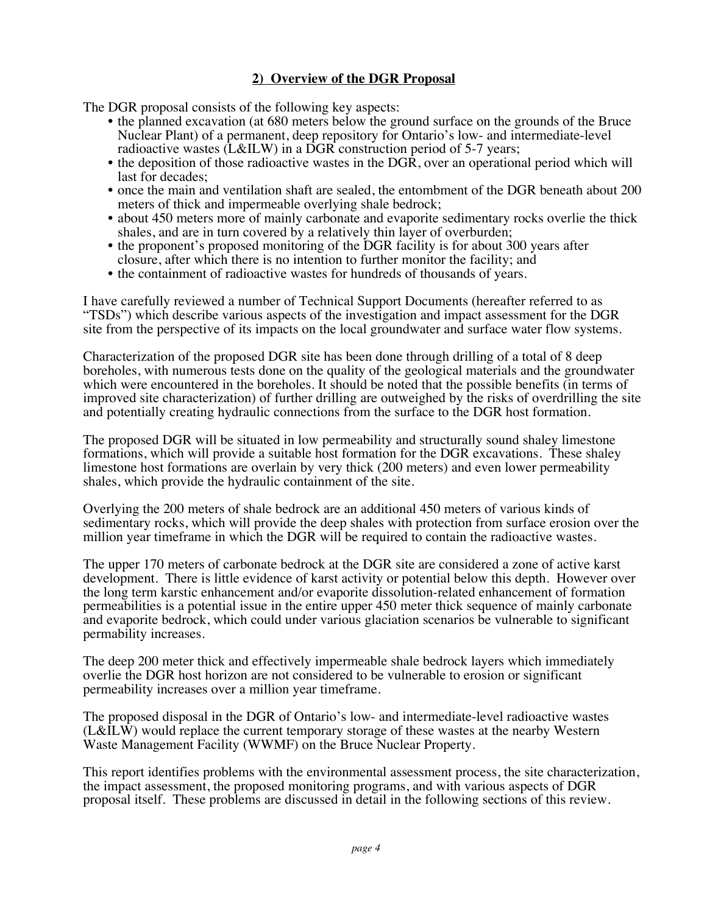## 2) Overview of the DGR Proposal

The DGR proposal consists of the following key aspects:

- the planned excavation (at 680 meters below the ground surface on the grounds of the Bruce Nuclear Plant) of a permanent, deep repository for Ontario's low- and intermediate-level radioactive wastes (L&ILW) in a DGR construction period of 5-7 years;
- the deposition of those radioactive wastes in the DGR, over an operational period which will last for decades;
- once the main and ventilation shaft are sealed, the entombment of the DGR beneath about 200 meters of thick and impermeable overlying shale bedrock;
- about 450 meters more of mainly carbonate and evaporite sedimentary rocks overlie the thick shales, and are in turn covered by a relatively thin layer of overburden;
- the proponent's proposed monitoring of the DGR facility is for about 300 years after closure, after which there is no intention to further monitor the facility; and
- the containment of radioactive wastes for hundreds of thousands of years.

I have carefully reviewed a number of Technical Support Documents (hereafter referred to as "TSDs") which describe various aspects of the investigation and impact assessment for the DGR site from the perspective of its impacts on the local groundwater and surface water flow systems.

Characterization of the proposed DGR site has been done through drilling of a total of 8 deep boreholes, with numerous tests done on the quality of the geological materials and the groundwater which were encountered in the boreholes. It should be noted that the possible benefits (in terms of improved site characterization) of further drilling are outweighed by the risks of overdrilling the site and potentially creating hydraulic connections from the surface to the DGR host formation.

The proposed DGR will be situated in low permeability and structurally sound shaley limestone formations, which will provide a suitable host formation for the DGR excavations. These shaley limestone host formations are overlain by very thick (200 meters) and even lower permeability shales, which provide the hydraulic containment of the site.

Overlying the 200 meters of shale bedrock are an additional 450 meters of various kinds of sedimentary rocks, which will provide the deep shales with protection from surface erosion over the million year timeframe in which the DGR will be required to contain the radioactive wastes.

The upper 170 meters of carbonate bedrock at the DGR site are considered a zone of active karst development. There is little evidence of karst activity or potential below this depth. However over the long term karstic enhancement and/or evaporite dissolution-related enhancement of formation permeabilities is a potential issue in the entire upper 450 meter thick sequence of mainly carbonate and evaporite bedrock, which could under various glaciation scenarios be vulnerable to significant permability increases.

The deep 200 meter thick and effectively impermeable shale bedrock layers which immediately overlie the DGR host horizon are not considered to be vulnerable to erosion or significant permeability increases over a million year timeframe.

The proposed disposal in the DGR of Ontario's low- and intermediate-level radioactive wastes (L&ILW) would replace the current temporary storage of these wastes at the nearby Western Waste Management Facility (WWMF) on the Bruce Nuclear Property.

This report identifies problems with the environmental assessment process, the site characterization, the impact assessment, the proposed monitoring programs, and with various aspects of DGR proposal itself. These problems are discussed in detail in the following sections of this review.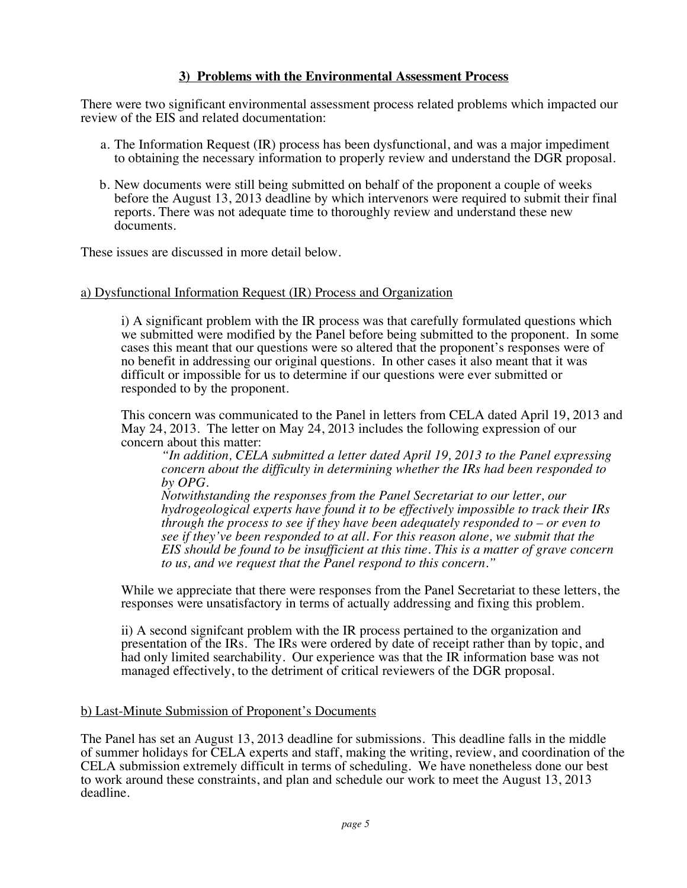### 3) Problems with the Environmental Assessment Process

There were two significant environmental assessment process related problems which impacted our review of the EIS and related documentation:

a. The Information Request (IR) process has been dysfunctional, and was a major impediment to obtaining the necessary information to properly review and understand the DGR proposal.

b. New documents were still being submitted on behalf of the proponent a couple of weeks before the August 13, 2013 deadline by which intervenors were required to submit their final reports. There was not adequate time to thoroughly review and understand these new documents.

These issues are discussed in more detail below.

#### a) Dysfunctional Information Request (IR) Process and Organization

i) A significant problem with the IR process was that carefully formulated questions which we submitted were modified by the Panel before being submitted to the proponent. In some cases this meant that our questions were so altered that the proponent's responses were of no benefit in addressing our original questions. In other cases it also meant that it was difficult or impossible for us to determine if our questions were ever submitted or responded to by the proponent.

This concern was communicated to the Panel in letters from CELA dated April 19, 2013 and May 24, 2013. The letter on May 24, 2013 includes the following expression of our concern about this matter:

> *"In addition, CELA submitted a letter dated April 19, 2013 to the Panel expressing concern about the difficulty in determining whether the IRs had been responded to by OPG.*
> *Notwithstanding the responses from the Panel Secretariat to our letter, our hydrogeological experts have found it to be effectively impossible to track their IRs through the process to see if they have been adequately responded to – or even to see if they've been responded to at all. For this reason alone, we submit that the EIS should be found to be insufficient at this time. This is a matter of grave concern to us, and we request that the Panel respond to this concern."*

While we appreciate that there were responses from the Panel Secretariat to these letters, the responses were unsatisfactory in terms of actually addressing and fixing this problem.

ii) A second signifcant problem with the IR process pertained to the organization and presentation of the IRs. The IRs were ordered by date of receipt rather than by topic, and had only limited searchability. Our experience was that the IR information base was not managed effectively, to the detriment of critical reviewers of the DGR proposal.

#### b) Last-Minute Submission of Proponent's Documents

The Panel has set an August 13, 2013 deadline for submissions. This deadline falls in the middle of summer holidays for CELA experts and staff, making the writing, review, and coordination of the CELA submission extremely difficult in terms of scheduling. We have nonetheless done our best to work around these constraints, and plan and schedule our work to meet the August 13, 2013 deadline.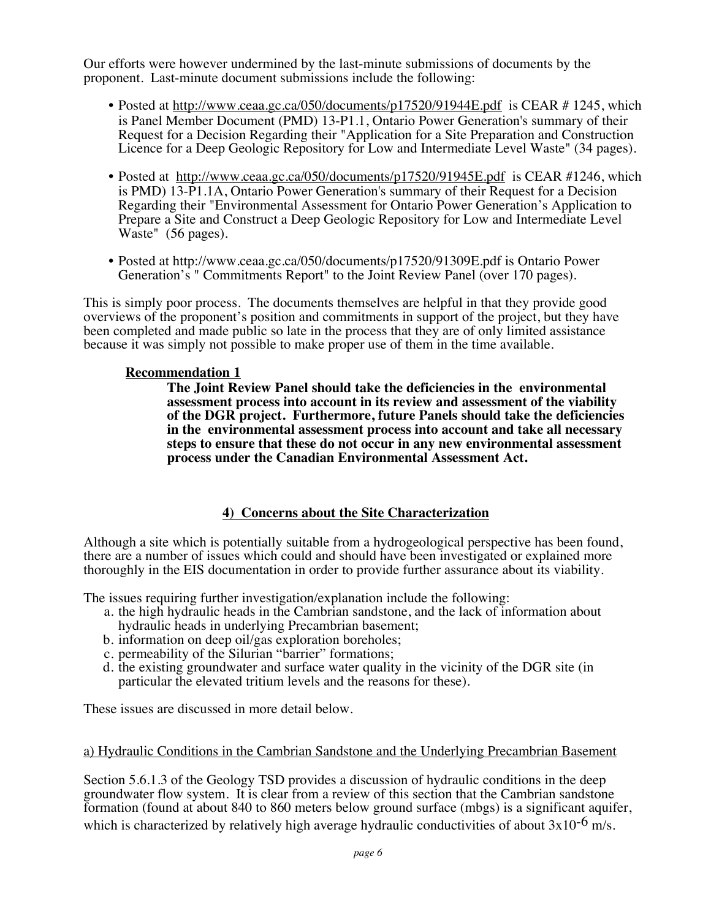Our efforts were however undermined by the last-minute submissions of documents by the proponent. Last-minute document submissions include the following:

- Posted at http://www.ceaa.gc.ca/050/documents/p17520/91944E.pdf is CEAR # 1245, which is Panel Member Document (PMD) 13-P1.1, Ontario Power Generation's summary of their Request for a Decision Regarding their "Application for a Site Preparation and Construction Licence for a Deep Geologic Repository for Low and Intermediate Level Waste" (34 pages).
- Posted at http://www.ceaa.gc.ca/050/documents/p17520/91945E.pdf is CEAR #1246, which is PMD) 13-P1.1A, Ontario Power Generation's summary of their Request for a Decision Regarding their "Environmental Assessment for Ontario Power Generation's Application to Prepare a Site and Construct a Deep Geologic Repository for Low and Intermediate Level Waste" (56 pages).
- Posted at http://www.ceaa.gc.ca/050/documents/p17520/91309E.pdf is Ontario Power Generation's " Commitments Report" to the Joint Review Panel (over 170 pages).

This is simply poor process. The documents themselves are helpful in that they provide good overviews of the proponent's position and commitments in support of the project, but they have been completed and made public so late in the process that they are of only limited assistance because it was simply not possible to make proper use of them in the time available.

**Recommendation 1**

**The Joint Review Panel should take the deficiencies in the environmental assessment process into account in its review and assessment of the viability of the DGR project. Furthermore, future Panels should take the deficiencies in the environmental assessment process into account and take all necessary steps to ensure that these do not occur in any new environmental assessment process under the Canadian Environmental Assessment Act.**

## 4) Concerns about the Site Characterization

Although a site which is potentially suitable from a hydrogeological perspective has been found, there are a number of issues which could and should have been investigated or explained more thoroughly in the EIS documentation in order to provide further assurance about its viability.

The issues requiring further investigation/explanation include the following:

a. the high hydraulic heads in the Cambrian sandstone, and the lack of information about hydraulic heads in underlying Precambrian basement;
b. information on deep oil/gas exploration boreholes;
c. permeability of the Silurian "barrier" formations;
d. the existing groundwater and surface water quality in the vicinity of the DGR site (in particular the elevated tritium levels and the reasons for these).

These issues are discussed in more detail below.

### a) Hydraulic Conditions in the Cambrian Sandstone and the Underlying Precambrian Basement

Section 5.6.1.3 of the Geology TSD provides a discussion of hydraulic conditions in the deep groundwater flow system. It is clear from a review of this section that the Cambrian sandstone formation (found at about 840 to 860 meters below ground surface (mbgs) is a significant aquifer, which is characterized by relatively high average hydraulic conductivities of about $3 \times 10^{-6}$ m/s.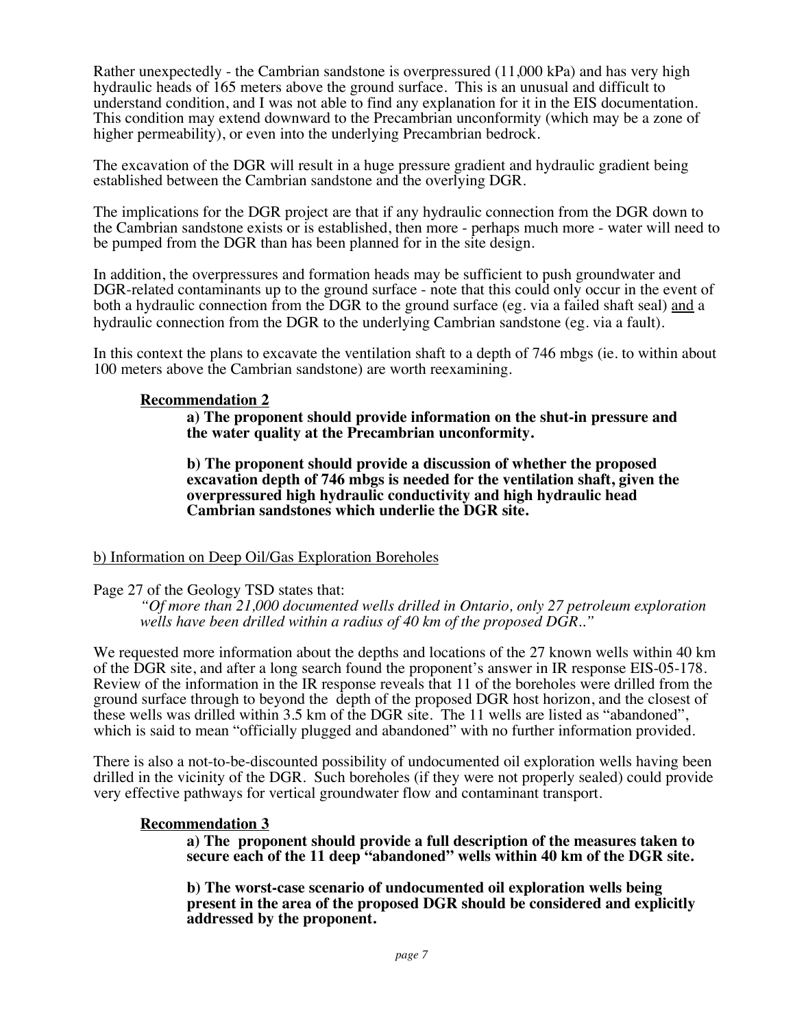Rather unexpectedly - the Cambrian sandstone is overpressured (11,000 kPa) and has very high hydraulic heads of 165 meters above the ground surface. This is an unusual and difficult to understand condition, and I was not able to find any explanation for it in the EIS documentation. This condition may extend downward to the Precambrian unconformity (which may be a zone of higher permeability), or even into the underlying Precambrian bedrock.

The excavation of the DGR will result in a huge pressure gradient and hydraulic gradient being established between the Cambrian sandstone and the overlying DGR.

The implications for the DGR project are that if any hydraulic connection from the DGR down to the Cambrian sandstone exists or is established, then more - perhaps much more - water will need to be pumped from the DGR than has been planned for in the site design.

In addition, the overpressures and formation heads may be sufficient to push groundwater and DGR-related contaminants up to the ground surface - note that this could only occur in the event of both a hydraulic connection from the DGR to the ground surface (eg. via a failed shaft seal) and a hydraulic connection from the DGR to the underlying Cambrian sandstone (eg. via a fault).

In this context the plans to excavate the ventilation shaft to a depth of 746 mbgs (ie. to within about 100 meters above the Cambrian sandstone) are worth reexamining.

**Recommendation 2**

**a) The proponent should provide information on the shut-in pressure and the water quality at the Precambrian unconformity.**

**b) The proponent should provide a discussion of whether the proposed excavation depth of 746 mbgs is needed for the ventilation shaft, given the overpressured high hydraulic conductivity and high hydraulic head Cambrian sandstones which underlie the DGR site.**

b) Information on Deep Oil/Gas Exploration Boreholes

Page 27 of the Geology TSD states that:

> *"Of more than 21,000 documented wells drilled in Ontario, only 27 petroleum exploration wells have been drilled within a radius of 40 km of the proposed DGR.."*

We requested more information about the depths and locations of the 27 known wells within 40 km of the DGR site, and after a long search found the proponent's answer in IR response EIS-05-178. Review of the information in the IR response reveals that 11 of the boreholes were drilled from the ground surface through to beyond the depth of the proposed DGR host horizon, and the closest of these wells was drilled within 3.5 km of the DGR site. The 11 wells are listed as "abandoned", which is said to mean "officially plugged and abandoned" with no further information provided.

There is also a not-to-be-discounted possibility of undocumented oil exploration wells having been drilled in the vicinity of the DGR. Such boreholes (if they were not properly sealed) could provide very effective pathways for vertical groundwater flow and contaminant transport.

**Recommendation 3**

**a) The proponent should provide a full description of the measures taken to secure each of the 11 deep "abandoned" wells within 40 km of the DGR site.**

**b) The worst-case scenario of undocumented oil exploration wells being present in the area of the proposed DGR should be considered and explicitly addressed by the proponent.**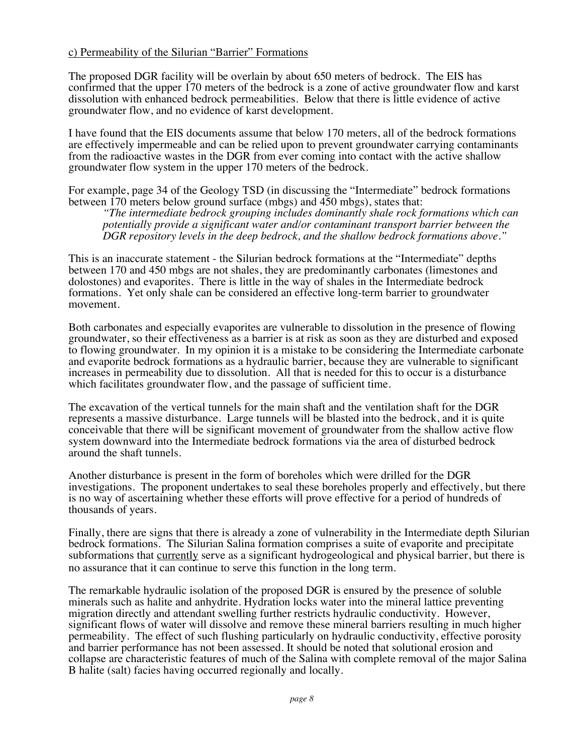<u>c) Permeability of the Silurian "Barrier" Formations</u>

The proposed DGR facility will be overlain by about 650 meters of bedrock. The EIS has confirmed that the upper 170 meters of the bedrock is a zone of active groundwater flow and karst dissolution with enhanced bedrock permeabilities. Below that there is little evidence of active groundwater flow, and no evidence of karst development.

I have found that the EIS documents assume that below 170 meters, all of the bedrock formations are effectively impermeable and can be relied upon to prevent groundwater carrying contaminants from the radioactive wastes in the DGR from ever coming into contact with the active shallow groundwater flow system in the upper 170 meters of the bedrock.

For example, page 34 of the Geology TSD (in discussing the "Intermediate" bedrock formations between 170 meters below ground surface (mbgs) and 450 mbgs), states that:

> *"The intermediate bedrock grouping includes dominantly shale rock formations which can potentially provide a significant water and/or contaminant transport barrier between the DGR repository levels in the deep bedrock, and the shallow bedrock formations above."*

This is an inaccurate statement - the Silurian bedrock formations at the "Intermediate" depths between 170 and 450 mbgs are not shales, they are predominantly carbonates (limestones and dolostones) and evaporites. There is little in the way of shales in the Intermediate bedrock formations. Yet only shale can be considered an effective long-term barrier to groundwater movement.

Both carbonates and especially evaporites are vulnerable to dissolution in the presence of flowing groundwater, so their effectiveness as a barrier is at risk as soon as they are disturbed and exposed to flowing groundwater. In my opinion it is a mistake to be considering the Intermediate carbonate and evaporite bedrock formations as a hydraulic barrier, because they are vulnerable to significant increases in permeability due to dissolution. All that is needed for this to occur is a disturbance which facilitates groundwater flow, and the passage of sufficient time.

The excavation of the vertical tunnels for the main shaft and the ventilation shaft for the DGR represents a massive disturbance. Large tunnels will be blasted into the bedrock, and it is quite conceivable that there will be significant movement of groundwater from the shallow active flow system downward into the Intermediate bedrock formations via the area of disturbed bedrock around the shaft tunnels.

Another disturbance is present in the form of boreholes which were drilled for the DGR investigations. The proponent undertakes to seal these boreholes properly and effectively, but there is no way of ascertaining whether these efforts will prove effective for a period of hundreds of thousands of years.

Finally, there are signs that there is already a zone of vulnerability in the Intermediate depth Silurian bedrock formations. The Silurian Salina formation comprises a suite of evaporite and precipitate subformations that <u>currently</u> serve as a significant hydrogeological and physical barrier, but there is no assurance that it can continue to serve this function in the long term.

The remarkable hydraulic isolation of the proposed DGR is ensured by the presence of soluble minerals such as halite and anhydrite. Hydration locks water into the mineral lattice preventing migration directly and attendant swelling further restricts hydraulic conductivity. However, significant flows of water will dissolve and remove these mineral barriers resulting in much higher permeability. The effect of such flushing particularly on hydraulic conductivity, effective porosity and barrier performance has not been assessed. It should be noted that solutional erosion and collapse are characteristic features of much of the Salina with complete removal of the major Salina B halite (salt) facies having occurred regionally and locally.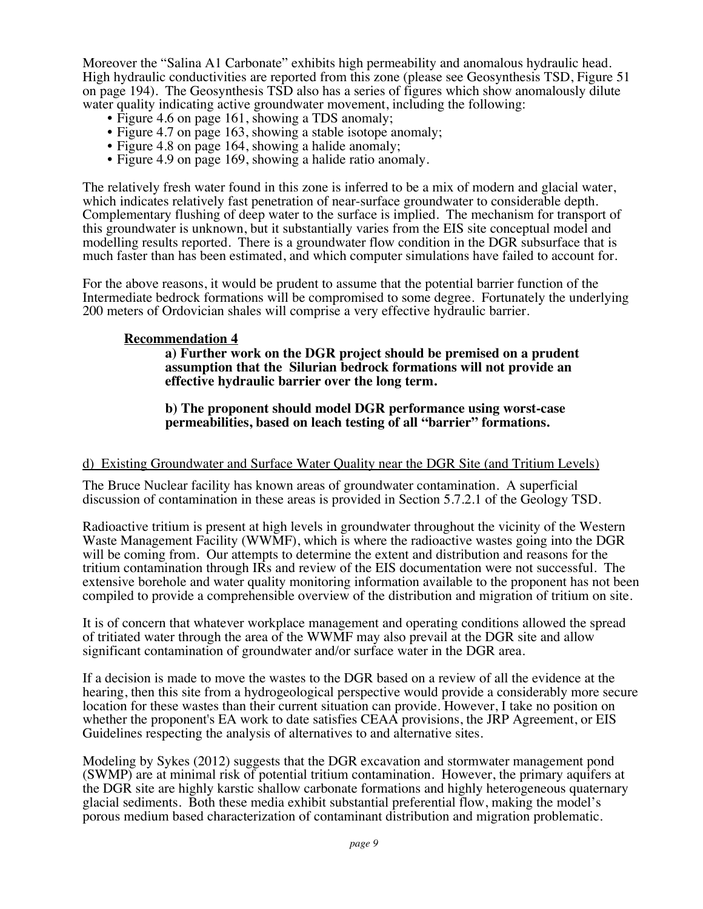Moreover the "Salina A1 Carbonate" exhibits high permeability and anomalous hydraulic head. High hydraulic conductivities are reported from this zone (please see Geosynthesis TSD, Figure 51 on page 194). The Geosynthesis TSD also has a series of figures which show anomalously dilute water quality indicating active groundwater movement, including the following:

- Figure 4.6 on page 161, showing a TDS anomaly;
- Figure 4.7 on page 163, showing a stable isotope anomaly;
- Figure 4.8 on page 164, showing a halide anomaly;
- Figure 4.9 on page 169, showing a halide ratio anomaly.

The relatively fresh water found in this zone is inferred to be a mix of modern and glacial water, which indicates relatively fast penetration of near-surface groundwater to considerable depth. Complementary flushing of deep water to the surface is implied. The mechanism for transport of this groundwater is unknown, but it substantially varies from the EIS site conceptual model and modelling results reported. There is a groundwater flow condition in the DGR subsurface that is much faster than has been estimated, and which computer simulations have failed to account for.

For the above reasons, it would be prudent to assume that the potential barrier function of the Intermediate bedrock formations will be compromised to some degree. Fortunately the underlying 200 meters of Ordovician shales will comprise a very effective hydraulic barrier.

**Recommendation 4**

**a) Further work on the DGR project should be premised on a prudent assumption that the Silurian bedrock formations will not provide an effective hydraulic barrier over the long term.**

**b) The proponent should model DGR performance using worst-case permeabilities, based on leach testing of all "barrier" formations.**

d) Existing Groundwater and Surface Water Quality near the DGR Site (and Tritium Levels)

The Bruce Nuclear facility has known areas of groundwater contamination. A superficial discussion of contamination in these areas is provided in Section 5.7.2.1 of the Geology TSD.

Radioactive tritium is present at high levels in groundwater throughout the vicinity of the Western Waste Management Facility (WWMF), which is where the radioactive wastes going into the DGR will be coming from. Our attempts to determine the extent and distribution and reasons for the tritium contamination through IRs and review of the EIS documentation were not successful. The extensive borehole and water quality monitoring information available to the proponent has not been compiled to provide a comprehensible overview of the distribution and migration of tritium on site.

It is of concern that whatever workplace management and operating conditions allowed the spread of tritiated water through the area of the WWMF may also prevail at the DGR site and allow significant contamination of groundwater and/or surface water in the DGR area.

If a decision is made to move the wastes to the DGR based on a review of all the evidence at the hearing, then this site from a hydrogeological perspective would provide a considerably more secure location for these wastes than their current situation can provide. However, I take no position on whether the proponent's EA work to date satisfies CEAA provisions, the JRP Agreement, or EIS Guidelines respecting the analysis of alternatives to and alternative sites.

Modeling by Sykes (2012) suggests that the DGR excavation and stormwater management pond (SWMP) are at minimal risk of potential tritium contamination. However, the primary aquifers at the DGR site are highly karstic shallow carbonate formations and highly heterogeneous quaternary glacial sediments. Both these media exhibit substantial preferential flow, making the model's porous medium based characterization of contaminant distribution and migration problematic.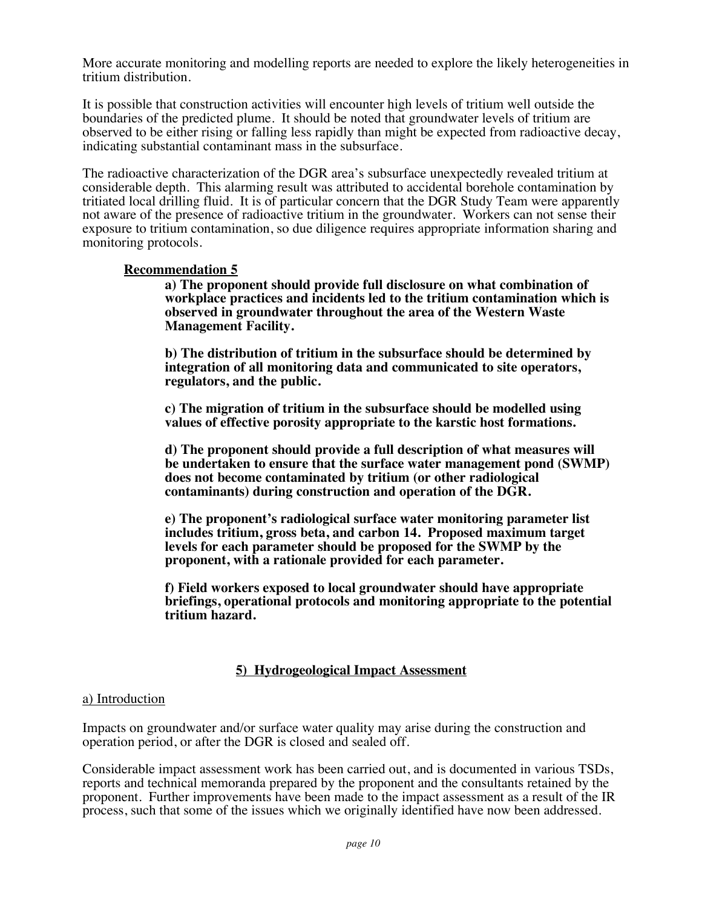More accurate monitoring and modelling reports are needed to explore the likely heterogeneities in tritium distribution.

It is possible that construction activities will encounter high levels of tritium well outside the boundaries of the predicted plume. It should be noted that groundwater levels of tritium are observed to be either rising or falling less rapidly than might be expected from radioactive decay, indicating substantial contaminant mass in the subsurface.

The radioactive characterization of the DGR area's subsurface unexpectedly revealed tritium at considerable depth. This alarming result was attributed to accidental borehole contamination by tritiated local drilling fluid. It is of particular concern that the DGR Study Team were apparently not aware of the presence of radioactive tritium in the groundwater. Workers can not sense their exposure to tritium contamination, so due diligence requires appropriate information sharing and monitoring protocols.

**Recommendation 5**

**a) The proponent should provide full disclosure on what combination of workplace practices and incidents led to the tritium contamination which is observed in groundwater throughout the area of the Western Waste Management Facility.**

**b) The distribution of tritium in the subsurface should be determined by integration of all monitoring data and communicated to site operators, regulators, and the public.**

**c) The migration of tritium in the subsurface should be modelled using values of effective porosity appropriate to the karstic host formations.**

**d) The proponent should provide a full description of what measures will be undertaken to ensure that the surface water management pond (SWMP) does not become contaminated by tritium (or other radiological contaminants) during construction and operation of the DGR.**

**e) The proponent's radiological surface water monitoring parameter list includes tritium, gross beta, and carbon 14. Proposed maximum target levels for each parameter should be proposed for the SWMP by the proponent, with a rationale provided for each parameter.**

**f) Field workers exposed to local groundwater should have appropriate briefings, operational protocols and monitoring appropriate to the potential tritium hazard.**

## 5) Hydrogeological Impact Assessment

### a) Introduction

Impacts on groundwater and/or surface water quality may arise during the construction and operation period, or after the DGR is closed and sealed off.

Considerable impact assessment work has been carried out, and is documented in various TSDs, reports and technical memoranda prepared by the proponent and the consultants retained by the proponent. Further improvements have been made to the impact assessment as a result of the IR process, such that some of the issues which we originally identified have now been addressed.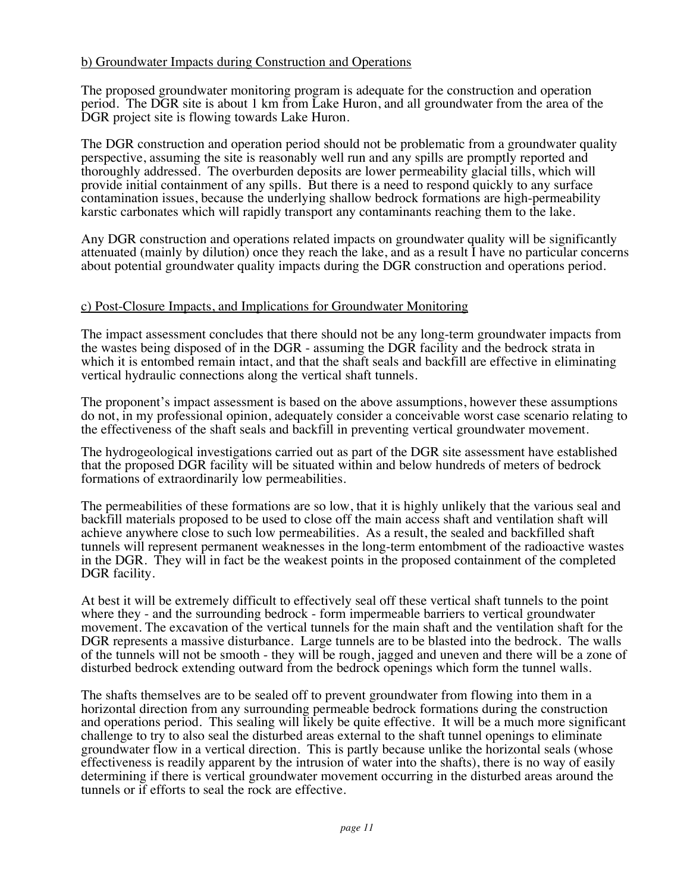### b) Groundwater Impacts during Construction and Operations

The proposed groundwater monitoring program is adequate for the construction and operation period. The DGR site is about 1 km from Lake Huron, and all groundwater from the area of the DGR project site is flowing towards Lake Huron.

The DGR construction and operation period should not be problematic from a groundwater quality perspective, assuming the site is reasonably well run and any spills are promptly reported and thoroughly addressed. The overburden deposits are lower permeability glacial tills, which will provide initial containment of any spills. But there is a need to respond quickly to any surface contamination issues, because the underlying shallow bedrock formations are high-permeability karstic carbonates which will rapidly transport any contaminants reaching them to the lake.

Any DGR construction and operations related impacts on groundwater quality will be significantly attenuated (mainly by dilution) once they reach the lake, and as a result I have no particular concerns about potential groundwater quality impacts during the DGR construction and operations period.

### c) Post-Closure Impacts, and Implications for Groundwater Monitoring

The impact assessment concludes that there should not be any long-term groundwater impacts from the wastes being disposed of in the DGR - assuming the DGR facility and the bedrock strata in which it is entombed remain intact, and that the shaft seals and backfill are effective in eliminating vertical hydraulic connections along the vertical shaft tunnels.

The proponent's impact assessment is based on the above assumptions, however these assumptions do not, in my professional opinion, adequately consider a conceivable worst case scenario relating to the effectiveness of the shaft seals and backfill in preventing vertical groundwater movement.

The hydrogeological investigations carried out as part of the DGR site assessment have established that the proposed DGR facility will be situated within and below hundreds of meters of bedrock formations of extraordinarily low permeabilities.

The permeabilities of these formations are so low, that it is highly unlikely that the various seal and backfill materials proposed to be used to close off the main access shaft and ventilation shaft will achieve anywhere close to such low permeabilities. As a result, the sealed and backfilled shaft tunnels will represent permanent weaknesses in the long-term entombment of the radioactive wastes in the DGR. They will in fact be the weakest points in the proposed containment of the completed DGR facility.

At best it will be extremely difficult to effectively seal off these vertical shaft tunnels to the point where they - and the surrounding bedrock - form impermeable barriers to vertical groundwater movement. The excavation of the vertical tunnels for the main shaft and the ventilation shaft for the DGR represents a massive disturbance. Large tunnels are to be blasted into the bedrock. The walls of the tunnels will not be smooth - they will be rough, jagged and uneven and there will be a zone of disturbed bedrock extending outward from the bedrock openings which form the tunnel walls.

The shafts themselves are to be sealed off to prevent groundwater from flowing into them in a horizontal direction from any surrounding permeable bedrock formations during the construction and operations period. This sealing will likely be quite effective. It will be a much more significant challenge to try to also seal the disturbed areas external to the shaft tunnel openings to eliminate groundwater flow in a vertical direction. This is partly because unlike the horizontal seals (whose effectiveness is readily apparent by the intrusion of water into the shafts), there is no way of easily determining if there is vertical groundwater movement occurring in the disturbed areas around the tunnels or if efforts to seal the rock are effective.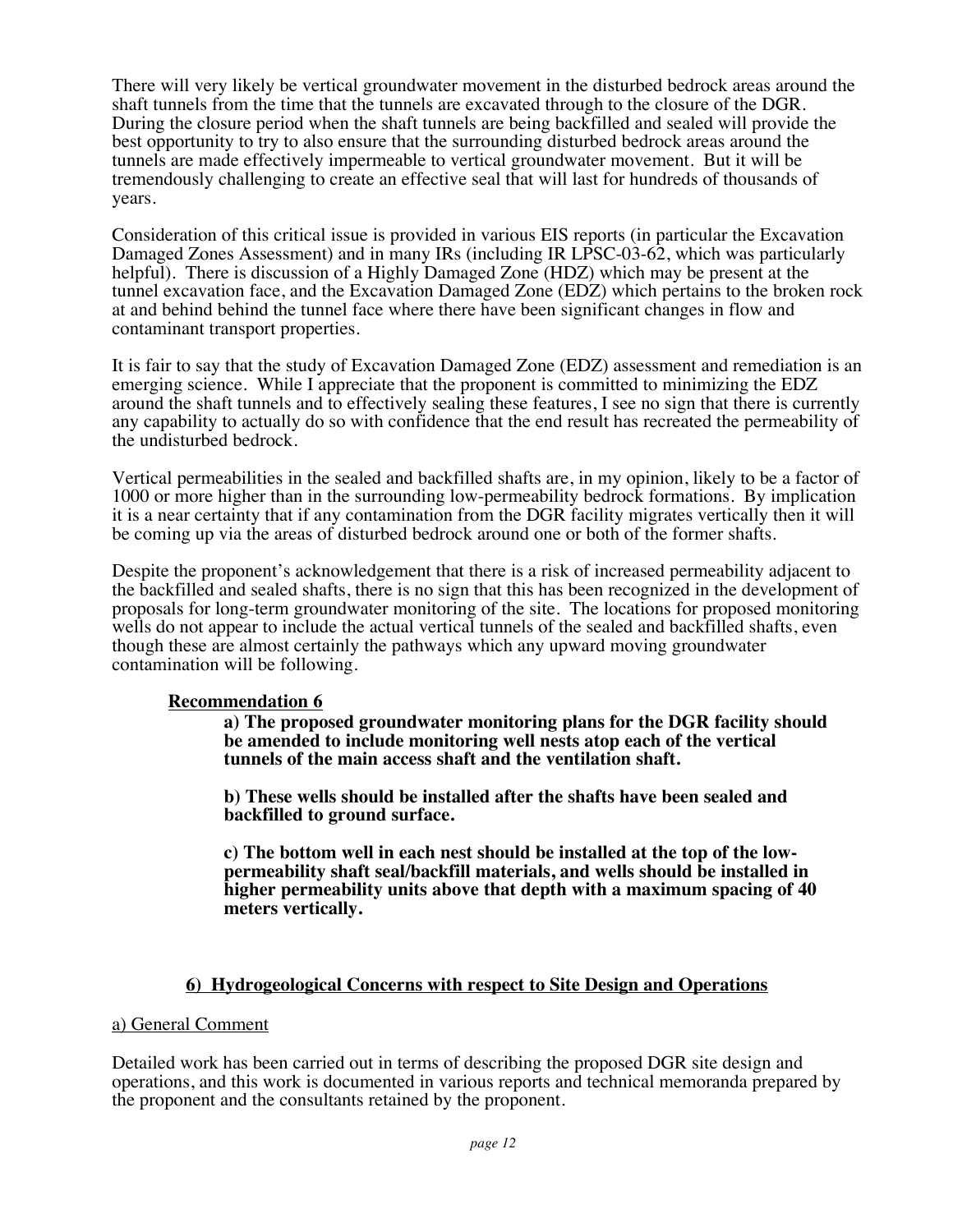There will very likely be vertical groundwater movement in the disturbed bedrock areas around the shaft tunnels from the time that the tunnels are excavated through to the closure of the DGR. During the closure period when the shaft tunnels are being backfilled and sealed will provide the best opportunity to try to also ensure that the surrounding disturbed bedrock areas around the tunnels are made effectively impermeable to vertical groundwater movement. But it will be tremendously challenging to create an effective seal that will last for hundreds of thousands of years.

Consideration of this critical issue is provided in various EIS reports (in particular the Excavation Damaged Zones Assessment) and in many IRs (including IR LPSC-03-62, which was particularly helpful). There is discussion of a Highly Damaged Zone (HDZ) which may be present at the tunnel excavation face, and the Excavation Damaged Zone (EDZ) which pertains to the broken rock at and behind behind the tunnel face where there have been significant changes in flow and contaminant transport properties.

It is fair to say that the study of Excavation Damaged Zone (EDZ) assessment and remediation is an emerging science. While I appreciate that the proponent is committed to minimizing the EDZ around the shaft tunnels and to effectively sealing these features, I see no sign that there is currently any capability to actually do so with confidence that the end result has recreated the permeability of the undisturbed bedrock.

Vertical permeabilities in the sealed and backfilled shafts are, in my opinion, likely to be a factor of 1000 or more higher than in the surrounding low-permeability bedrock formations. By implication it is a near certainty that if any contamination from the DGR facility migrates vertically then it will be coming up via the areas of disturbed bedrock around one or both of the former shafts.

Despite the proponent's acknowledgement that there is a risk of increased permeability adjacent to the backfilled and sealed shafts, there is no sign that this has been recognized in the development of proposals for long-term groundwater monitoring of the site. The locations for proposed monitoring wells do not appear to include the actual vertical tunnels of the sealed and backfilled shafts, even though these are almost certainly the pathways which any upward moving groundwater contamination will be following.

**Recommendation 6**

**a) The proposed groundwater monitoring plans for the DGR facility should be amended to include monitoring well nests atop each of the vertical tunnels of the main access shaft and the ventilation shaft.**

**b) These wells should be installed after the shafts have been sealed and backfilled to ground surface.**

**c) The bottom well in each nest should be installed at the top of the low-permeability shaft seal/backfill materials, and wells should be installed in higher permeability units above that depth with a maximum spacing of 40 meters vertically.**

## 6) Hydrogeological Concerns with respect to Site Design and Operations

### a) General Comment

Detailed work has been carried out in terms of describing the proposed DGR site design and operations, and this work is documented in various reports and technical memoranda prepared by the proponent and the consultants retained by the proponent.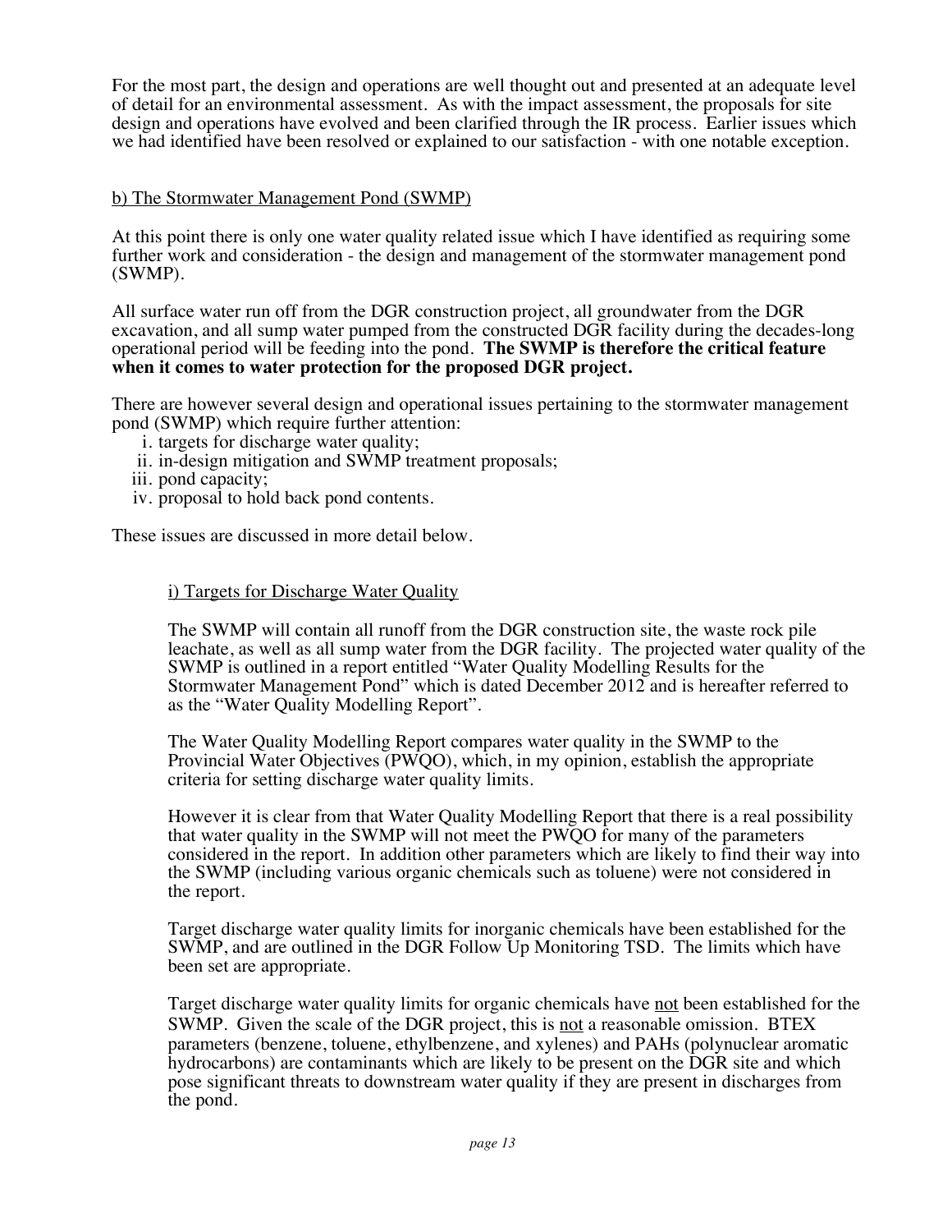For the most part, the design and operations are well thought out and presented at an adequate level of detail for an environmental assessment. As with the impact assessment, the proposals for site design and operations have evolved and been clarified through the IR process. Earlier issues which we had identified have been resolved or explained to our satisfaction - with one notable exception.

## b) The Stormwater Management Pond (SWMP)

At this point there is only one water quality related issue which I have identified as requiring some further work and consideration - the design and management of the stormwater management pond (SWMP).

All surface water run off from the DGR construction project, all groundwater from the DGR excavation, and all sump water pumped from the constructed DGR facility during the decades-long operational period will be feeding into the pond. **The SWMP is therefore the critical feature when it comes to water protection for the proposed DGR project.**

There are however several design and operational issues pertaining to the stormwater management pond (SWMP) which require further attention:

i. targets for discharge water quality;
ii. in-design mitigation and SWMP treatment proposals;
iii. pond capacity;
iv. proposal to hold back pond contents.

These issues are discussed in more detail below.

### i) Targets for Discharge Water Quality

The SWMP will contain all runoff from the DGR construction site, the waste rock pile leachate, as well as all sump water from the DGR facility. The projected water quality of the SWMP is outlined in a report entitled "Water Quality Modelling Results for the Stormwater Management Pond" which is dated December 2012 and is hereafter referred to as the "Water Quality Modelling Report".

The Water Quality Modelling Report compares water quality in the SWMP to the Provincial Water Objectives (PWQO), which, in my opinion, establish the appropriate criteria for setting discharge water quality limits.

However it is clear from that Water Quality Modelling Report that there is a real possibility that water quality in the SWMP will not meet the PWQO for many of the parameters considered in the report. In addition other parameters which are likely to find their way into the SWMP (including various organic chemicals such as toluene) were not considered in the report.

Target discharge water quality limits for inorganic chemicals have been established for the SWMP, and are outlined in the DGR Follow Up Monitoring TSD. The limits which have been set are appropriate.

Target discharge water quality limits for organic chemicals have not been established for the SWMP. Given the scale of the DGR project, this is not a reasonable omission. BTEX parameters (benzene, toluene, ethylbenzene, and xylenes) and PAHs (polynuclear aromatic hydrocarbons) are contaminants which are likely to be present on the DGR site and which pose significant threats to downstream water quality if they are present in discharges from the pond.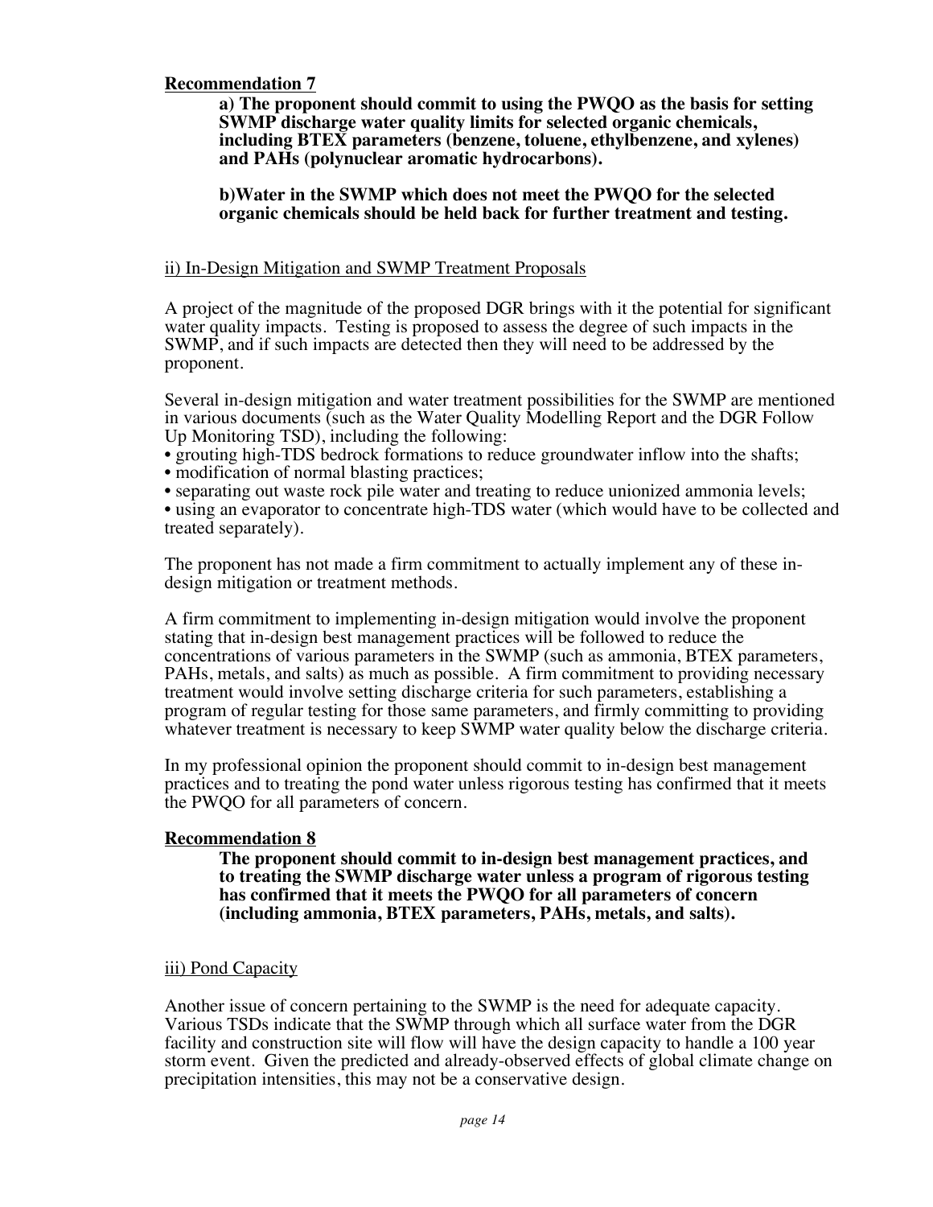**Recommendation 7**

**a) The proponent should commit to using the PWQO as the basis for setting SWMP discharge water quality limits for selected organic chemicals, including BTEX parameters (benzene, toluene, ethylbenzene, and xylenes) and PAHs (polynuclear aromatic hydrocarbons).**

**b)Water in the SWMP which does not meet the PWQO for the selected organic chemicals should be held back for further treatment and testing.**

ii) In-Design Mitigation and SWMP Treatment Proposals

A project of the magnitude of the proposed DGR brings with it the potential for significant water quality impacts. Testing is proposed to assess the degree of such impacts in the SWMP, and if such impacts are detected then they will need to be addressed by the proponent.

Several in-design mitigation and water treatment possibilities for the SWMP are mentioned in various documents (such as the Water Quality Modelling Report and the DGR Follow Up Monitoring TSD), including the following:

- grouting high-TDS bedrock formations to reduce groundwater inflow into the shafts;
- modification of normal blasting practices;
- separating out waste rock pile water and treating to reduce unionized ammonia levels;
- using an evaporator to concentrate high-TDS water (which would have to be collected and treated separately).

The proponent has not made a firm commitment to actually implement any of these in-design mitigation or treatment methods.

A firm commitment to implementing in-design mitigation would involve the proponent stating that in-design best management practices will be followed to reduce the concentrations of various parameters in the SWMP (such as ammonia, BTEX parameters, PAHs, metals, and salts) as much as possible. A firm commitment to providing necessary treatment would involve setting discharge criteria for such parameters, establishing a program of regular testing for those same parameters, and firmly committing to providing whatever treatment is necessary to keep SWMP water quality below the discharge criteria.

In my professional opinion the proponent should commit to in-design best management practices and to treating the pond water unless rigorous testing has confirmed that it meets the PWQO for all parameters of concern.

**Recommendation 8**

**The proponent should commit to in-design best management practices, and to treating the SWMP discharge water unless a program of rigorous testing has confirmed that it meets the PWQO for all parameters of concern (including ammonia, BTEX parameters, PAHs, metals, and salts).**

iii) Pond Capacity

Another issue of concern pertaining to the SWMP is the need for adequate capacity. Various TSDs indicate that the SWMP through which all surface water from the DGR facility and construction site will flow will have the design capacity to handle a 100 year storm event. Given the predicted and already-observed effects of global climate change on precipitation intensities, this may not be a conservative design.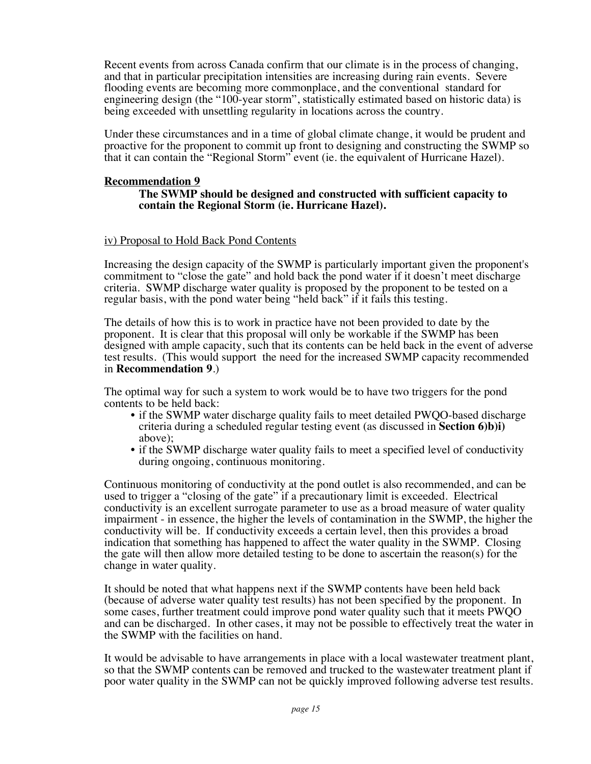Recent events from across Canada confirm that our climate is in the process of changing, and that in particular precipitation intensities are increasing during rain events. Severe flooding events are becoming more commonplace, and the conventional standard for engineering design (the "100-year storm", statistically estimated based on historic data) is being exceeded with unsettling regularity in locations across the country.

Under these circumstances and in a time of global climate change, it would be prudent and proactive for the proponent to commit up front to designing and constructing the SWMP so that it can contain the "Regional Storm" event (ie. the equivalent of Hurricane Hazel).

**Recommendation 9**

> **The SWMP should be designed and constructed with sufficient capacity to contain the Regional Storm (ie. Hurricane Hazel).**

iv) Proposal to Hold Back Pond Contents

Increasing the design capacity of the SWMP is particularly important given the proponent's commitment to "close the gate" and hold back the pond water if it doesn't meet discharge criteria. SWMP discharge water quality is proposed by the proponent to be tested on a regular basis, with the pond water being "held back" if it fails this testing.

The details of how this is to work in practice have not been provided to date by the proponent. It is clear that this proposal will only be workable if the SWMP has been designed with ample capacity, such that its contents can be held back in the event of adverse test results. (This would support the need for the increased SWMP capacity recommended in **Recommendation 9**.)

The optimal way for such a system to work would be to have two triggers for the pond contents to be held back:

- if the SWMP water discharge quality fails to meet detailed PWQO-based discharge criteria during a scheduled regular testing event (as discussed in **Section 6)b)i)** above);
- if the SWMP discharge water quality fails to meet a specified level of conductivity during ongoing, continuous monitoring.

Continuous monitoring of conductivity at the pond outlet is also recommended, and can be used to trigger a "closing of the gate" if a precautionary limit is exceeded. Electrical conductivity is an excellent surrogate parameter to use as a broad measure of water quality impairment - in essence, the higher the levels of contamination in the SWMP, the higher the conductivity will be. If conductivity exceeds a certain level, then this provides a broad indication that something has happened to affect the water quality in the SWMP. Closing the gate will then allow more detailed testing to be done to ascertain the reason(s) for the change in water quality.

It should be noted that what happens next if the SWMP contents have been held back (because of adverse water quality test results) has not been specified by the proponent. In some cases, further treatment could improve pond water quality such that it meets PWQO and can be discharged. In other cases, it may not be possible to effectively treat the water in the SWMP with the facilities on hand.

It would be advisable to have arrangements in place with a local wastewater treatment plant, so that the SWMP contents can be removed and trucked to the wastewater treatment plant if poor water quality in the SWMP can not be quickly improved following adverse test results.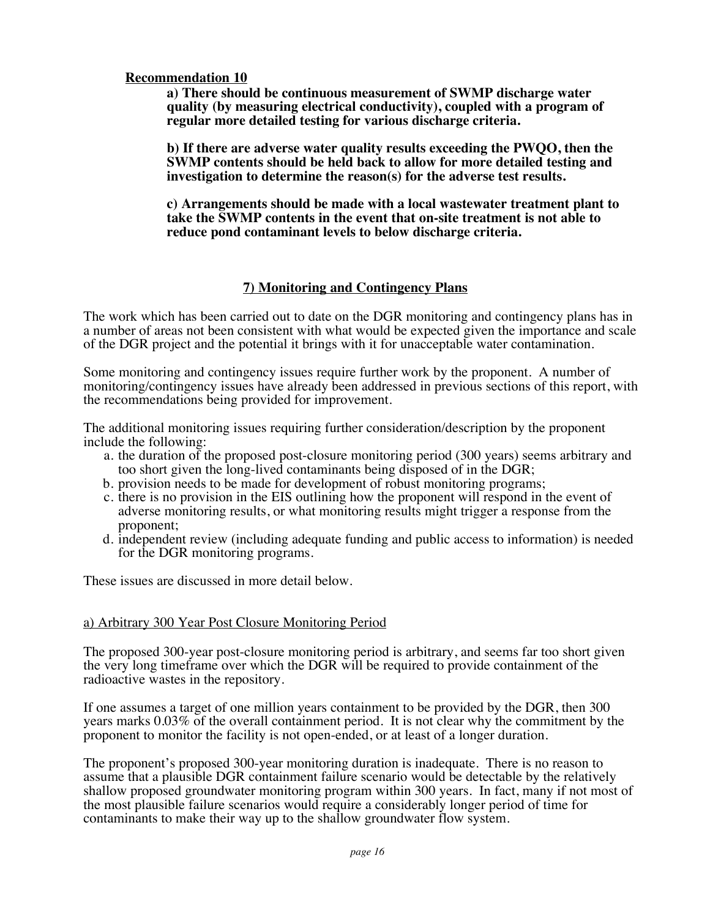**Recommendation 10**

> **a) There should be continuous measurement of SWMP discharge water quality (by measuring electrical conductivity), coupled with a program of regular more detailed testing for various discharge criteria.**
>
> **b) If there are adverse water quality results exceeding the PWQO, then the SWMP contents should be held back to allow for more detailed testing and investigation to determine the reason(s) for the adverse test results.**
>
> **c) Arrangements should be made with a local wastewater treatment plant to take the SWMP contents in the event that on-site treatment is not able to reduce pond contaminant levels to below discharge criteria.**

## 7) Monitoring and Contingency Plans

The work which has been carried out to date on the DGR monitoring and contingency plans has in a number of areas not been consistent with what would be expected given the importance and scale of the DGR project and the potential it brings with it for unacceptable water contamination.

Some monitoring and contingency issues require further work by the proponent. A number of monitoring/contingency issues have already been addressed in previous sections of this report, with the recommendations being provided for improvement.

The additional monitoring issues requiring further consideration/description by the proponent include the following:

a. the duration of the proposed post-closure monitoring period (300 years) seems arbitrary and too short given the long-lived contaminants being disposed of in the DGR;
b. provision needs to be made for development of robust monitoring programs;
c. there is no provision in the EIS outlining how the proponent will respond in the event of adverse monitoring results, or what monitoring results might trigger a response from the proponent;
d. independent review (including adequate funding and public access to information) is needed for the DGR monitoring programs.

These issues are discussed in more detail below.

### a) Arbitrary 300 Year Post Closure Monitoring Period

The proposed 300-year post-closure monitoring period is arbitrary, and seems far too short given the very long timeframe over which the DGR will be required to provide containment of the radioactive wastes in the repository.

If one assumes a target of one million years containment to be provided by the DGR, then 300 years marks 0.03% of the overall containment period. It is not clear why the commitment by the proponent to monitor the facility is not open-ended, or at least of a longer duration.

The proponent's proposed 300-year monitoring duration is inadequate. There is no reason to assume that a plausible DGR containment failure scenario would be detectable by the relatively shallow proposed groundwater monitoring program within 300 years. In fact, many if not most of the most plausible failure scenarios would require a considerably longer period of time for contaminants to make their way up to the shallow groundwater flow system.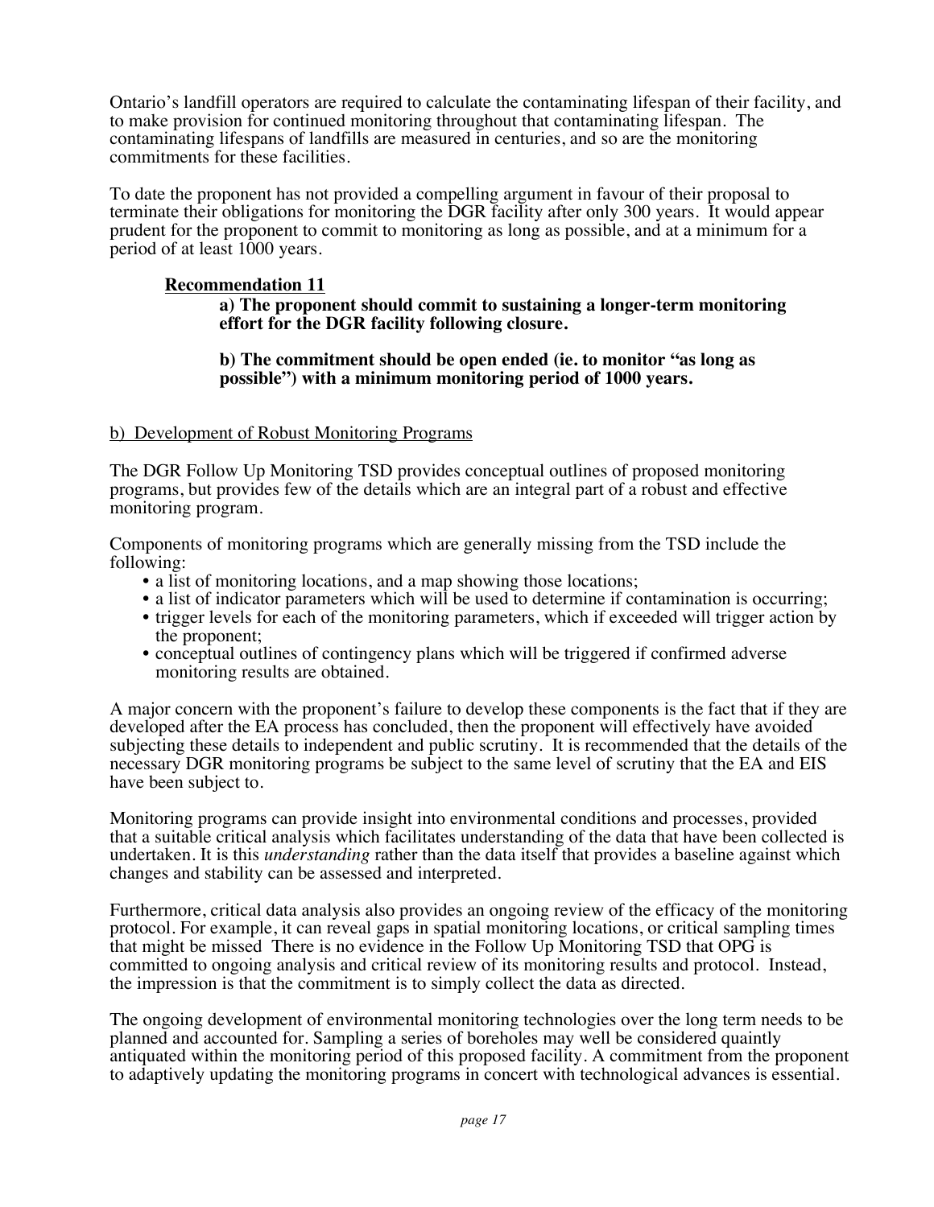Ontario's landfill operators are required to calculate the contaminating lifespan of their facility, and to make provision for continued monitoring throughout that contaminating lifespan. The contaminating lifespans of landfills are measured in centuries, and so are the monitoring commitments for these facilities.

To date the proponent has not provided a compelling argument in favour of their proposal to terminate their obligations for monitoring the DGR facility after only 300 years. It would appear prudent for the proponent to commit to monitoring as long as possible, and at a minimum for a period of at least 1000 years.

**Recommendation 11**

> **a) The proponent should commit to sustaining a longer-term monitoring effort for the DGR facility following closure.**
>
> **b) The commitment should be open ended (ie. to monitor "as long as possible") with a minimum monitoring period of 1000 years.**

b) Development of Robust Monitoring Programs

The DGR Follow Up Monitoring TSD provides conceptual outlines of proposed monitoring programs, but provides few of the details which are an integral part of a robust and effective monitoring program.

Components of monitoring programs which are generally missing from the TSD include the following:

- a list of monitoring locations, and a map showing those locations;
- a list of indicator parameters which will be used to determine if contamination is occurring;
- trigger levels for each of the monitoring parameters, which if exceeded will trigger action by the proponent;
- conceptual outlines of contingency plans which will be triggered if confirmed adverse monitoring results are obtained.

A major concern with the proponent's failure to develop these components is the fact that if they are developed after the EA process has concluded, then the proponent will effectively have avoided subjecting these details to independent and public scrutiny. It is recommended that the details of the necessary DGR monitoring programs be subject to the same level of scrutiny that the EA and EIS have been subject to.

Monitoring programs can provide insight into environmental conditions and processes, provided that a suitable critical analysis which facilitates understanding of the data that have been collected is undertaken. It is this *understanding* rather than the data itself that provides a baseline against which changes and stability can be assessed and interpreted.

Furthermore, critical data analysis also provides an ongoing review of the efficacy of the monitoring protocol. For example, it can reveal gaps in spatial monitoring locations, or critical sampling times that might be missed There is no evidence in the Follow Up Monitoring TSD that OPG is committed to ongoing analysis and critical review of its monitoring results and protocol. Instead, the impression is that the commitment is to simply collect the data as directed.

The ongoing development of environmental monitoring technologies over the long term needs to be planned and accounted for. Sampling a series of boreholes may well be considered quaintly antiquated within the monitoring period of this proposed facility. A commitment from the proponent to adaptively updating the monitoring programs in concert with technological advances is essential.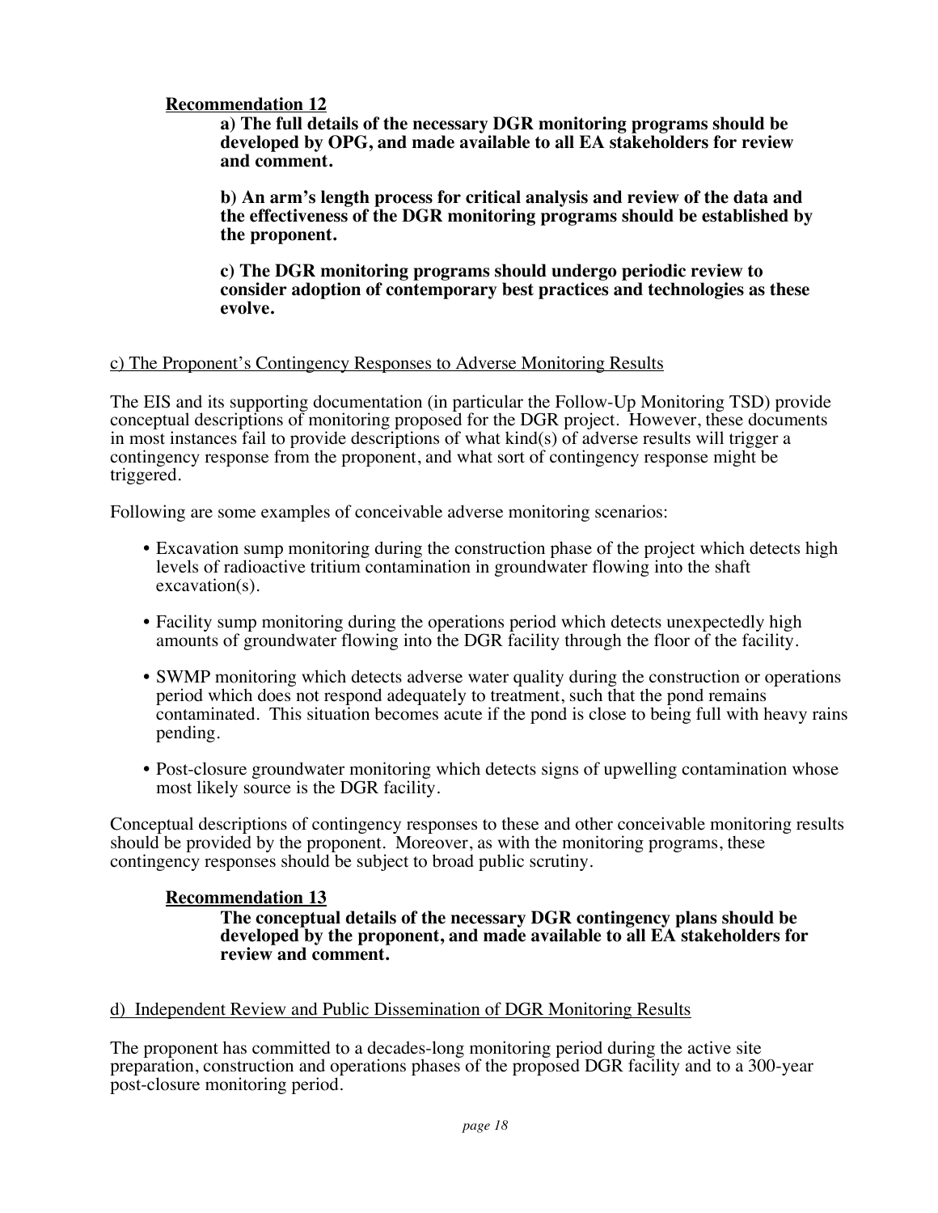**Recommendation 12**

**a) The full details of the necessary DGR monitoring programs should be developed by OPG, and made available to all EA stakeholders for review and comment.**

**b) An arm's length process for critical analysis and review of the data and the effectiveness of the DGR monitoring programs should be established by the proponent.**

**c) The DGR monitoring programs should undergo periodic review to consider adoption of contemporary best practices and technologies as these evolve.**

c) The Proponent's Contingency Responses to Adverse Monitoring Results

The EIS and its supporting documentation (in particular the Follow-Up Monitoring TSD) provide conceptual descriptions of monitoring proposed for the DGR project. However, these documents in most instances fail to provide descriptions of what kind(s) of adverse results will trigger a contingency response from the proponent, and what sort of contingency response might be triggered.

Following are some examples of conceivable adverse monitoring scenarios:

- Excavation sump monitoring during the construction phase of the project which detects high levels of radioactive tritium contamination in groundwater flowing into the shaft excavation(s).
- Facility sump monitoring during the operations period which detects unexpectedly high amounts of groundwater flowing into the DGR facility through the floor of the facility.
- SWMP monitoring which detects adverse water quality during the construction or operations period which does not respond adequately to treatment, such that the pond remains contaminated. This situation becomes acute if the pond is close to being full with heavy rains pending.
- Post-closure groundwater monitoring which detects signs of upwelling contamination whose most likely source is the DGR facility.

Conceptual descriptions of contingency responses to these and other conceivable monitoring results should be provided by the proponent. Moreover, as with the monitoring programs, these contingency responses should be subject to broad public scrutiny.

**Recommendation 13**

**The conceptual details of the necessary DGR contingency plans should be developed by the proponent, and made available to all EA stakeholders for review and comment.**

d) Independent Review and Public Dissemination of DGR Monitoring Results

The proponent has committed to a decades-long monitoring period during the active site preparation, construction and operations phases of the proposed DGR facility and to a 300-year post-closure monitoring period.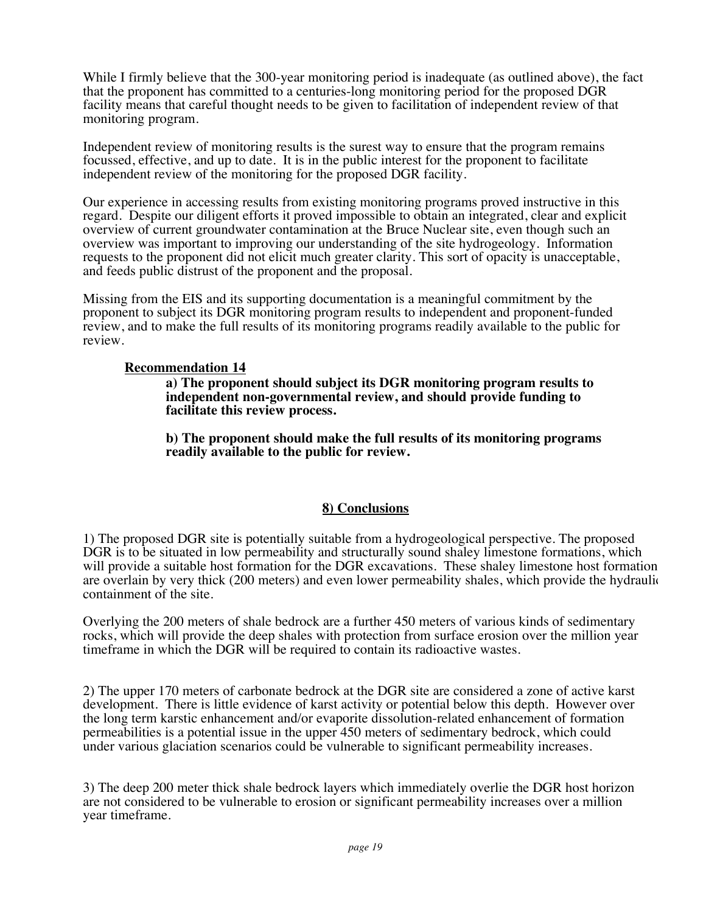While I firmly believe that the 300-year monitoring period is inadequate (as outlined above), the fact that the proponent has committed to a centuries-long monitoring period for the proposed DGR facility means that careful thought needs to be given to facilitation of independent review of that monitoring program.

Independent review of monitoring results is the surest way to ensure that the program remains focussed, effective, and up to date. It is in the public interest for the proponent to facilitate independent review of the monitoring for the proposed DGR facility.

Our experience in accessing results from existing monitoring programs proved instructive in this regard. Despite our diligent efforts it proved impossible to obtain an integrated, clear and explicit overview of current groundwater contamination at the Bruce Nuclear site, even though such an overview was important to improving our understanding of the site hydrogeology. Information requests to the proponent did not elicit much greater clarity. This sort of opacity is unacceptable, and feeds public distrust of the proponent and the proposal.

Missing from the EIS and its supporting documentation is a meaningful commitment by the proponent to subject its DGR monitoring program results to independent and proponent-funded review, and to make the full results of its monitoring programs readily available to the public for review.

**Recommendation 14**

**a) The proponent should subject its DGR monitoring program results to independent non-governmental review, and should provide funding to facilitate this review process.**

**b) The proponent should make the full results of its monitoring programs readily available to the public for review.**

## 8) Conclusions

1) The proposed DGR site is potentially suitable from a hydrogeological perspective. The proposed DGR is to be situated in low permeability and structurally sound shaley limestone formations, which will provide a suitable host formation for the DGR excavations. These shaley limestone host formation are overlain by very thick (200 meters) and even lower permeability shales, which provide the hydraulic containment of the site.

Overlying the 200 meters of shale bedrock are a further 450 meters of various kinds of sedimentary rocks, which will provide the deep shales with protection from surface erosion over the million year timeframe in which the DGR will be required to contain its radioactive wastes.

2) The upper 170 meters of carbonate bedrock at the DGR site are considered a zone of active karst development. There is little evidence of karst activity or potential below this depth. However over the long term karstic enhancement and/or evaporite dissolution-related enhancement of formation permeabilities is a potential issue in the upper 450 meters of sedimentary bedrock, which could under various glaciation scenarios could be vulnerable to significant permeability increases.

3) The deep 200 meter thick shale bedrock layers which immediately overlie the DGR host horizon are not considered to be vulnerable to erosion or significant permeability increases over a million year timeframe.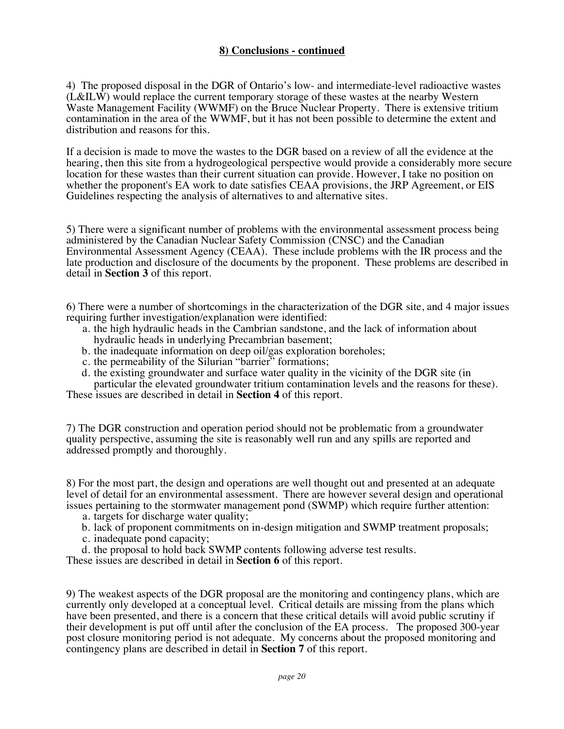## 8) Conclusions - continued

4) The proposed disposal in the DGR of Ontario's low- and intermediate-level radioactive wastes (L&ILW) would replace the current temporary storage of these wastes at the nearby Western Waste Management Facility (WWMF) on the Bruce Nuclear Property. There is extensive tritium contamination in the area of the WWMF, but it has not been possible to determine the extent and distribution and reasons for this.

If a decision is made to move the wastes to the DGR based on a review of all the evidence at the hearing, then this site from a hydrogeological perspective would provide a considerably more secure location for these wastes than their current situation can provide. However, I take no position on whether the proponent's EA work to date satisfies CEAA provisions, the JRP Agreement, or EIS Guidelines respecting the analysis of alternatives to and alternative sites.

5) There were a significant number of problems with the environmental assessment process being administered by the Canadian Nuclear Safety Commission (CNSC) and the Canadian Environmental Assessment Agency (CEAA). These include problems with the IR process and the late production and disclosure of the documents by the proponent. These problems are described in detail in **Section 3** of this report.

6) There were a number of shortcomings in the characterization of the DGR site, and 4 major issues requiring further investigation/explanation were identified:

a. the high hydraulic heads in the Cambrian sandstone, and the lack of information about hydraulic heads in underlying Precambrian basement;
b. the inadequate information on deep oil/gas exploration boreholes;
c. the permeability of the Silurian "barrier" formations;
d. the existing groundwater and surface water quality in the vicinity of the DGR site (in particular the elevated groundwater tritium contamination levels and the reasons for these).

These issues are described in detail in **Section 4** of this report.

7) The DGR construction and operation period should not be problematic from a groundwater quality perspective, assuming the site is reasonably well run and any spills are reported and addressed promptly and thoroughly.

8) For the most part, the design and operations are well thought out and presented at an adequate level of detail for an environmental assessment. There are however several design and operational issues pertaining to the stormwater management pond (SWMP) which require further attention:

a. targets for discharge water quality;
b. lack of proponent commitments on in-design mitigation and SWMP treatment proposals;
c. inadequate pond capacity;
d. the proposal to hold back SWMP contents following adverse test results.

These issues are described in detail in **Section 6** of this report.

9) The weakest aspects of the DGR proposal are the monitoring and contingency plans, which are currently only developed at a conceptual level. Critical details are missing from the plans which have been presented, and there is a concern that these critical details will avoid public scrutiny if their development is put off until after the conclusion of the EA process. The proposed 300-year post closure monitoring period is not adequate. My concerns about the proposed monitoring and contingency plans are described in detail in **Section 7** of this report.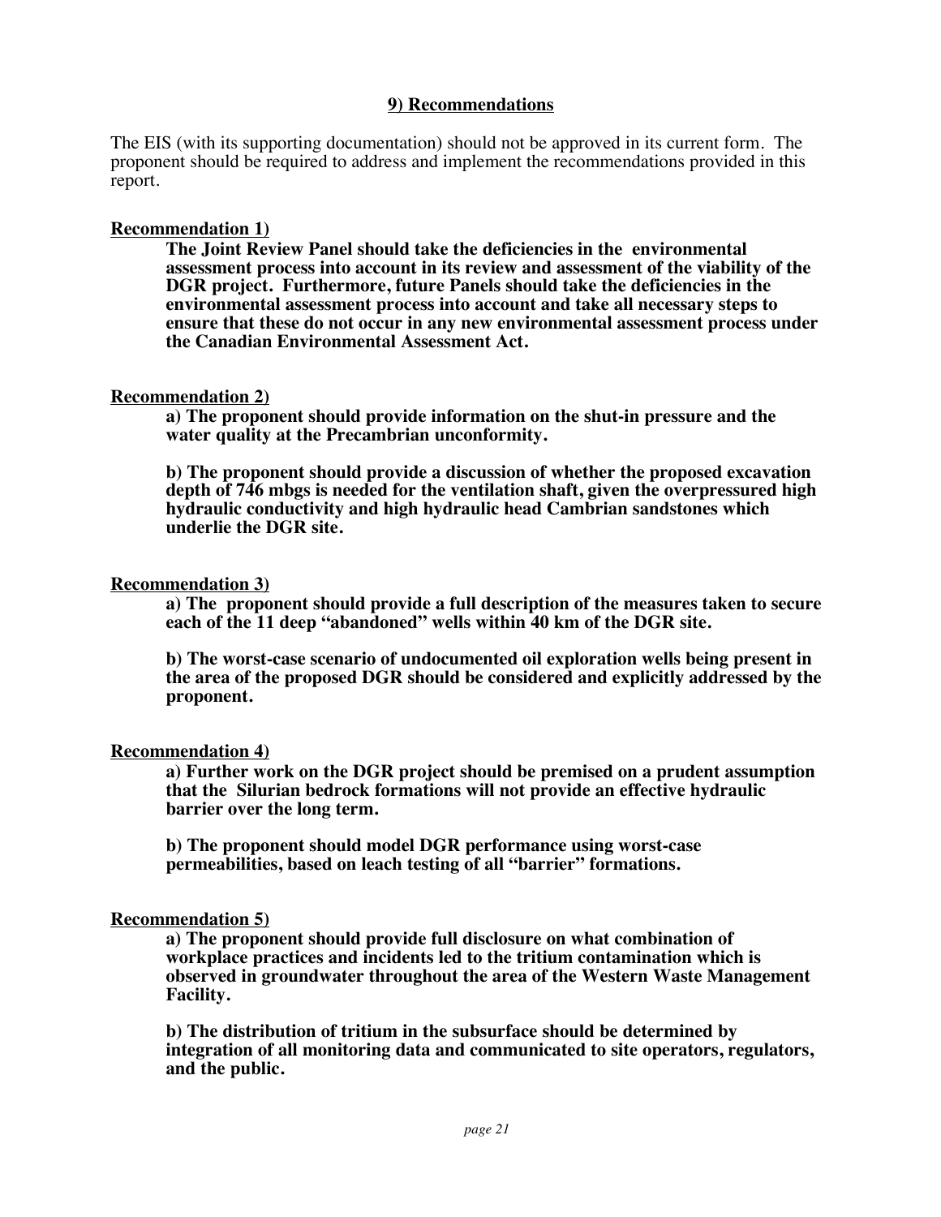## 9) Recommendations

The EIS (with its supporting documentation) should not be approved in its current form. The proponent should be required to address and implement the recommendations provided in this report.

**Recommendation 1)**

**The Joint Review Panel should take the deficiencies in the environmental assessment process into account in its review and assessment of the viability of the DGR project. Furthermore, future Panels should take the deficiencies in the environmental assessment process into account and take all necessary steps to ensure that these do not occur in any new environmental assessment process under the Canadian Environmental Assessment Act.**

**Recommendation 2)**

**a) The proponent should provide information on the shut-in pressure and the water quality at the Precambrian unconformity.**

**b) The proponent should provide a discussion of whether the proposed excavation depth of 746 mbgs is needed for the ventilation shaft, given the overpressured high hydraulic conductivity and high hydraulic head Cambrian sandstones which underlie the DGR site.**

**Recommendation 3)**

**a) The proponent should provide a full description of the measures taken to secure each of the 11 deep "abandoned" wells within 40 km of the DGR site.**

**b) The worst-case scenario of undocumented oil exploration wells being present in the area of the proposed DGR should be considered and explicitly addressed by the proponent.**

**Recommendation 4)**

**a) Further work on the DGR project should be premised on a prudent assumption that the Silurian bedrock formations will not provide an effective hydraulic barrier over the long term.**

**b) The proponent should model DGR performance using worst-case permeabilities, based on leach testing of all "barrier" formations.**

**Recommendation 5)**

**a) The proponent should provide full disclosure on what combination of workplace practices and incidents led to the tritium contamination which is observed in groundwater throughout the area of the Western Waste Management Facility.**

**b) The distribution of tritium in the subsurface should be determined by integration of all monitoring data and communicated to site operators, regulators, and the public.**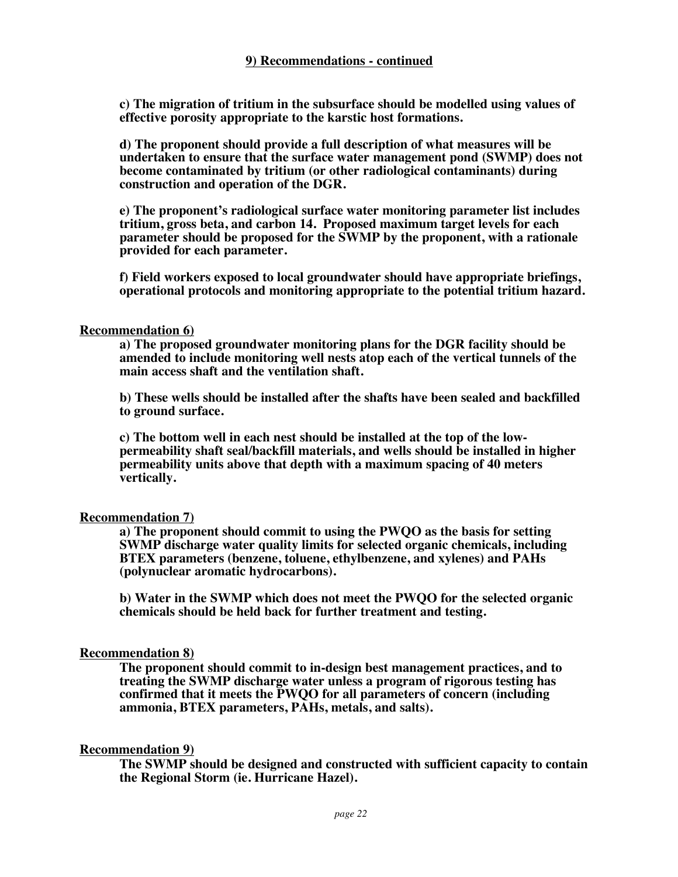## 9) Recommendations - continued

**c) The migration of tritium in the subsurface should be modelled using values of effective porosity appropriate to the karstic host formations.**

**d) The proponent should provide a full description of what measures will be undertaken to ensure that the surface water management pond (SWMP) does not become contaminated by tritium (or other radiological contaminants) during construction and operation of the DGR.**

**e) The proponent's radiological surface water monitoring parameter list includes tritium, gross beta, and carbon 14. Proposed maximum target levels for each parameter should be proposed for the SWMP by the proponent, with a rationale provided for each parameter.**

**f) Field workers exposed to local groundwater should have appropriate briefings, operational protocols and monitoring appropriate to the potential tritium hazard.**

**Recommendation 6)**

**a) The proposed groundwater monitoring plans for the DGR facility should be amended to include monitoring well nests atop each of the vertical tunnels of the main access shaft and the ventilation shaft.**

**b) These wells should be installed after the shafts have been sealed and backfilled to ground surface.**

**c) The bottom well in each nest should be installed at the top of the low-permeability shaft seal/backfill materials, and wells should be installed in higher permeability units above that depth with a maximum spacing of 40 meters vertically.**

**Recommendation 7)**

**a) The proponent should commit to using the PWQO as the basis for setting SWMP discharge water quality limits for selected organic chemicals, including BTEX parameters (benzene, toluene, ethylbenzene, and xylenes) and PAHs (polynuclear aromatic hydrocarbons).**

**b) Water in the SWMP which does not meet the PWQO for the selected organic chemicals should be held back for further treatment and testing.**

**Recommendation 8)**

**The proponent should commit to in-design best management practices, and to treating the SWMP discharge water unless a program of rigorous testing has confirmed that it meets the PWQO for all parameters of concern (including ammonia, BTEX parameters, PAHs, metals, and salts).**

**Recommendation 9)**

**The SWMP should be designed and constructed with sufficient capacity to contain the Regional Storm (ie. Hurricane Hazel).**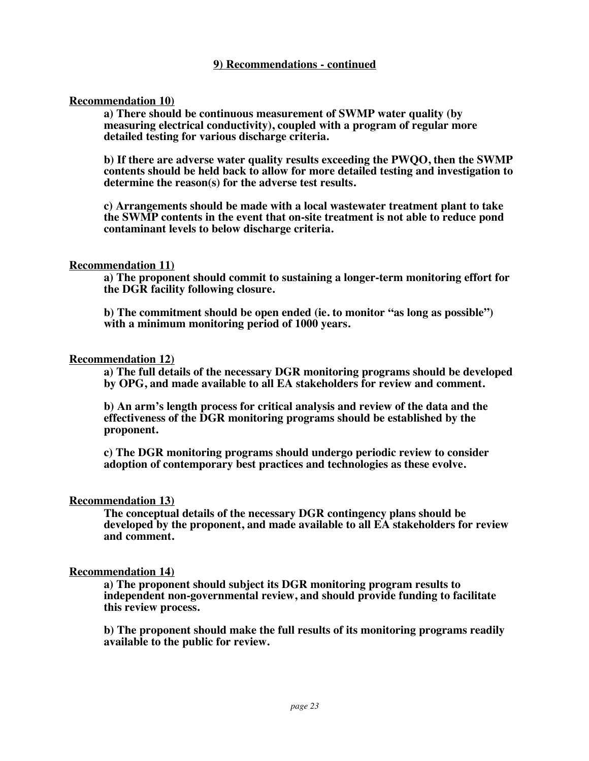## 9) Recommendations - continued

**Recommendation 10)**

**a) There should be continuous measurement of SWMP water quality (by measuring electrical conductivity), coupled with a program of regular more detailed testing for various discharge criteria.**

**b) If there are adverse water quality results exceeding the PWQO, then the SWMP contents should be held back to allow for more detailed testing and investigation to determine the reason(s) for the adverse test results.**

**c) Arrangements should be made with a local wastewater treatment plant to take the SWMP contents in the event that on-site treatment is not able to reduce pond contaminant levels to below discharge criteria.**

**Recommendation 11)**

**a) The proponent should commit to sustaining a longer-term monitoring effort for the DGR facility following closure.**

**b) The commitment should be open ended (ie. to monitor "as long as possible") with a minimum monitoring period of 1000 years.**

**Recommendation 12)**

**a) The full details of the necessary DGR monitoring programs should be developed by OPG, and made available to all EA stakeholders for review and comment.**

**b) An arm's length process for critical analysis and review of the data and the effectiveness of the DGR monitoring programs should be established by the proponent.**

**c) The DGR monitoring programs should undergo periodic review to consider adoption of contemporary best practices and technologies as these evolve.**

**Recommendation 13)**

**The conceptual details of the necessary DGR contingency plans should be developed by the proponent, and made available to all EA stakeholders for review and comment.**

**Recommendation 14)**

**a) The proponent should subject its DGR monitoring program results to independent non-governmental review, and should provide funding to facilitate this review process.**

**b) The proponent should make the full results of its monitoring programs readily available to the public for review.**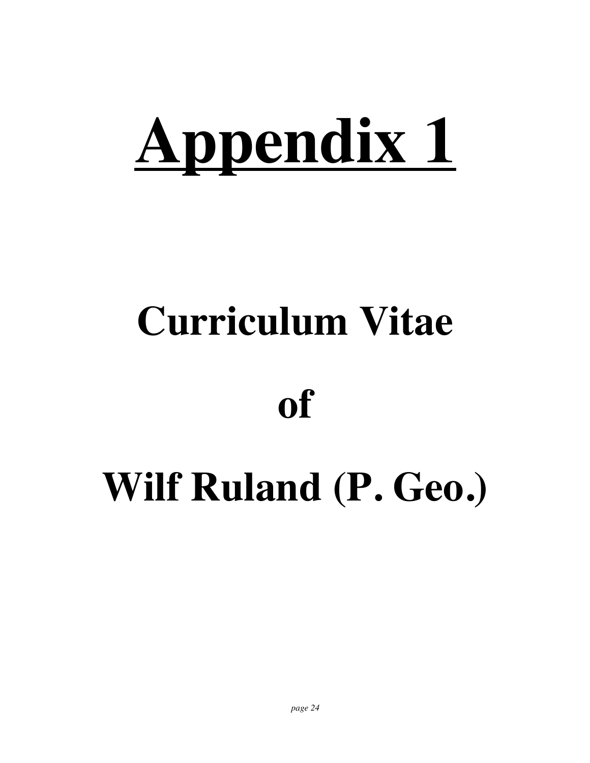# Appendix 1

# Curriculum Vitae

# of

# Wilf Ruland (P. Geo.)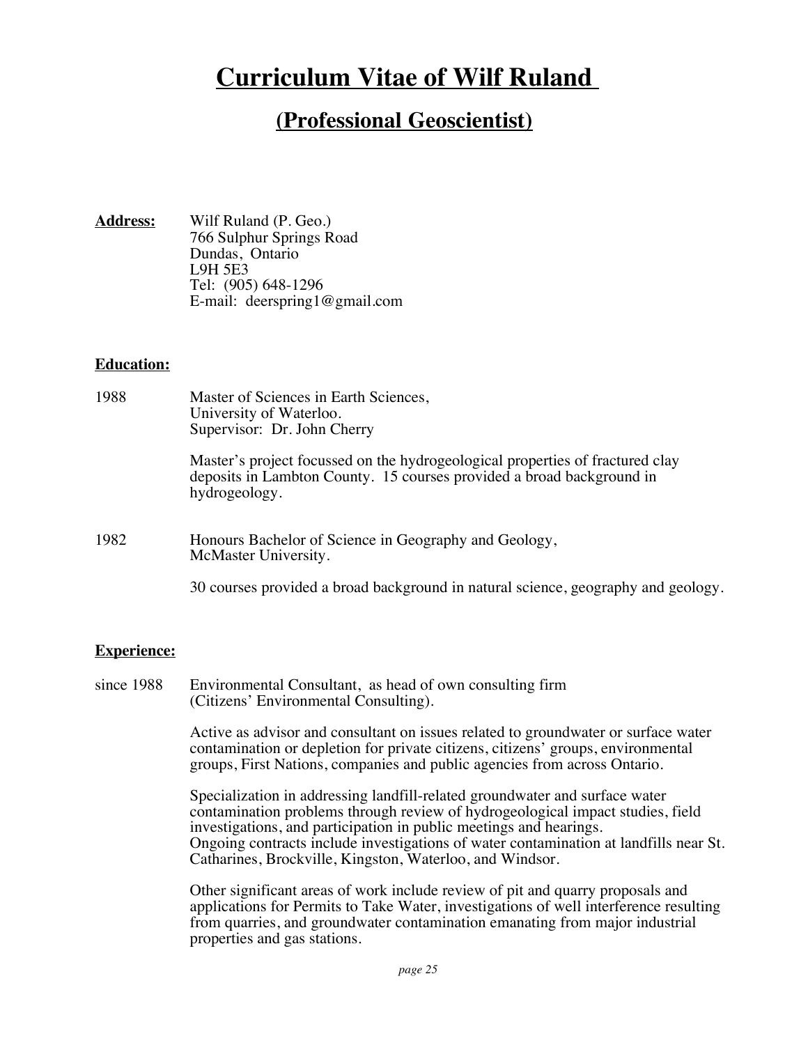# Curriculum Vitae of Wilf Ruland

## (Professional Geoscientist)

**Address:** Wilf Ruland (P. Geo.)
766 Sulphur Springs Road
Dundas, Ontario
L9H 5E3
Tel: (905) 648-1296
E-mail: deerspring1@gmail.com

**Education:**

1988 Master of Sciences in Earth Sciences,
University of Waterloo.
Supervisor: Dr. John Cherry

Master's project focussed on the hydrogeological properties of fractured clay deposits in Lambton County. 15 courses provided a broad background in hydrogeology.

1982 Honours Bachelor of Science in Geography and Geology,
McMaster University.

30 courses provided a broad background in natural science, geography and geology.

**Experience:**

since 1988 Environmental Consultant, as head of own consulting firm (Citizens' Environmental Consulting).

Active as advisor and consultant on issues related to groundwater or surface water contamination or depletion for private citizens, citizens' groups, environmental groups, First Nations, companies and public agencies from across Ontario.

Specialization in addressing landfill-related groundwater and surface water contamination problems through review of hydrogeological impact studies, field investigations, and participation in public meetings and hearings.
Ongoing contracts include investigations of water contamination at landfills near St. Catharines, Brockville, Kingston, Waterloo, and Windsor.

Other significant areas of work include review of pit and quarry proposals and applications for Permits to Take Water, investigations of well interference resulting from quarries, and groundwater contamination emanating from major industrial properties and gas stations.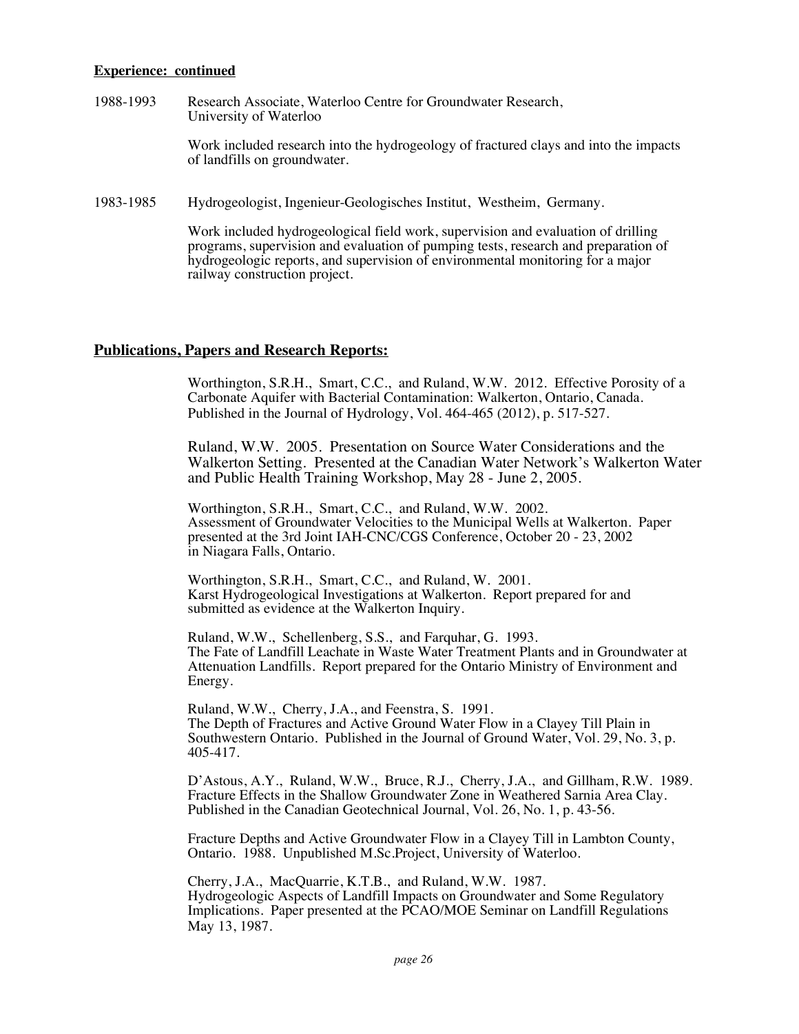**Experience: continued**

1988-1993 Research Associate, Waterloo Centre for Groundwater Research, University of Waterloo

Work included research into the hydrogeology of fractured clays and into the impacts of landfills on groundwater.

1983-1985 Hydrogeologist, Ingenieur-Geologisches Institut, Westheim, Germany.

Work included hydrogeological field work, supervision and evaluation of drilling programs, supervision and evaluation of pumping tests, research and preparation of hydrogeologic reports, and supervision of environmental monitoring for a major railway construction project.

## Publications, Papers and Research Reports:

Worthington, S.R.H., Smart, C.C., and Ruland, W.W. 2012. Effective Porosity of a Carbonate Aquifer with Bacterial Contamination: Walkerton, Ontario, Canada. Published in the Journal of Hydrology, Vol. 464-465 (2012), p. 517-527.

Ruland, W.W. 2005. Presentation on Source Water Considerations and the Walkerton Setting. Presented at the Canadian Water Network's Walkerton Water and Public Health Training Workshop, May 28 - June 2, 2005.

Worthington, S.R.H., Smart, C.C., and Ruland, W.W. 2002. Assessment of Groundwater Velocities to the Municipal Wells at Walkerton. Paper presented at the 3rd Joint IAH-CNC/CGS Conference, October 20 - 23, 2002 in Niagara Falls, Ontario.

Worthington, S.R.H., Smart, C.C., and Ruland, W. 2001. Karst Hydrogeological Investigations at Walkerton. Report prepared for and submitted as evidence at the Walkerton Inquiry.

Ruland, W.W., Schellenberg, S.S., and Farquhar, G. 1993. The Fate of Landfill Leachate in Waste Water Treatment Plants and in Groundwater at Attenuation Landfills. Report prepared for the Ontario Ministry of Environment and Energy.

Ruland, W.W., Cherry, J.A., and Feenstra, S. 1991. The Depth of Fractures and Active Ground Water Flow in a Clayey Till Plain in Southwestern Ontario. Published in the Journal of Ground Water, Vol. 29, No. 3, p. 405-417.

D'Astous, A.Y., Ruland, W.W., Bruce, R.J., Cherry, J.A., and Gillham, R.W. 1989. Fracture Effects in the Shallow Groundwater Zone in Weathered Sarnia Area Clay. Published in the Canadian Geotechnical Journal, Vol. 26, No. 1, p. 43-56.

Fracture Depths and Active Groundwater Flow in a Clayey Till in Lambton County, Ontario. 1988. Unpublished M.Sc.Project, University of Waterloo.

Cherry, J.A., MacQuarrie, K.T.B., and Ruland, W.W. 1987. Hydrogeologic Aspects of Landfill Impacts on Groundwater and Some Regulatory Implications. Paper presented at the PCAO/MOE Seminar on Landfill Regulations May 13, 1987.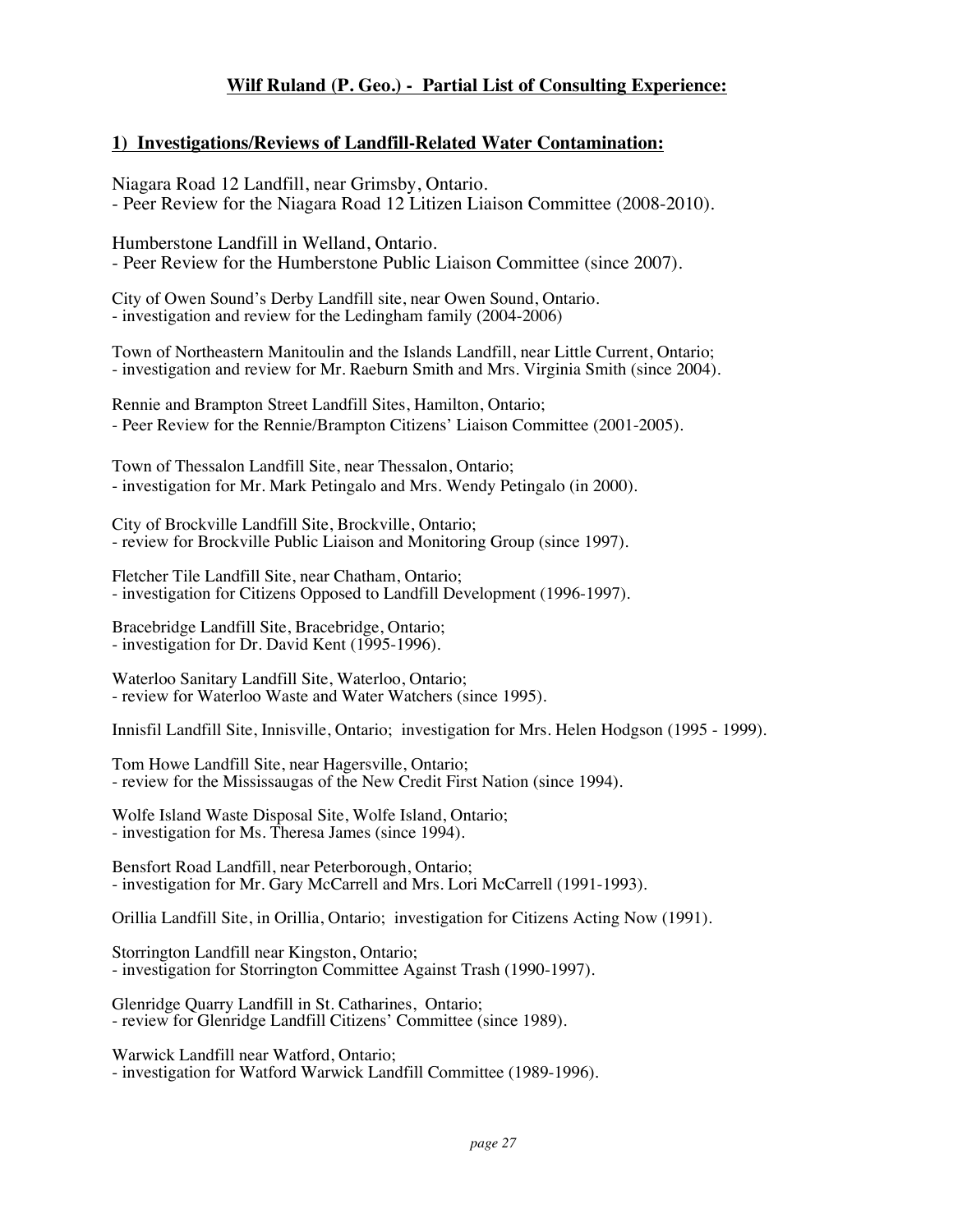## Wilf Ruland (P. Geo.) - Partial List of Consulting Experience:

### 1) Investigations/Reviews of Landfill-Related Water Contamination:

Niagara Road 12 Landfill, near Grimsby, Ontario.
- Peer Review for the Niagara Road 12 Litizen Liaison Committee (2008-2010).

Humberstone Landfill in Welland, Ontario.
- Peer Review for the Humberstone Public Liaison Committee (since 2007).

City of Owen Sound's Derby Landfill site, near Owen Sound, Ontario.
- investigation and review for the Ledingham family (2004-2006)

Town of Northeastern Manitoulin and the Islands Landfill, near Little Current, Ontario;
- investigation and review for Mr. Raeburn Smith and Mrs. Virginia Smith (since 2004).

Rennie and Brampton Street Landfill Sites, Hamilton, Ontario;
- Peer Review for the Rennie/Brampton Citizens' Liaison Committee (2001-2005).

Town of Thessalon Landfill Site, near Thessalon, Ontario;
- investigation for Mr. Mark Petingalo and Mrs. Wendy Petingalo (in 2000).

City of Brockville Landfill Site, Brockville, Ontario;
- review for Brockville Public Liaison and Monitoring Group (since 1997).

Fletcher Tile Landfill Site, near Chatham, Ontario;
- investigation for Citizens Opposed to Landfill Development (1996-1997).

Bracebridge Landfill Site, Bracebridge, Ontario;
- investigation for Dr. David Kent (1995-1996).

Waterloo Sanitary Landfill Site, Waterloo, Ontario;
- review for Waterloo Waste and Water Watchers (since 1995).

Innisfil Landfill Site, Innisville, Ontario; investigation for Mrs. Helen Hodgson (1995 - 1999).

Tom Howe Landfill Site, near Hagersville, Ontario;
- review for the Mississaugas of the New Credit First Nation (since 1994).

Wolfe Island Waste Disposal Site, Wolfe Island, Ontario;
- investigation for Ms. Theresa James (since 1994).

Bensfort Road Landfill, near Peterborough, Ontario;
- investigation for Mr. Gary McCarrell and Mrs. Lori McCarrell (1991-1993).

Orillia Landfill Site, in Orillia, Ontario; investigation for Citizens Acting Now (1991).

Storrington Landfill near Kingston, Ontario;
- investigation for Storrington Committee Against Trash (1990-1997).

Glenridge Quarry Landfill in St. Catharines, Ontario;
- review for Glenridge Landfill Citizens' Committee (since 1989).

Warwick Landfill near Watford, Ontario;
- investigation for Watford Warwick Landfill Committee (1989-1996).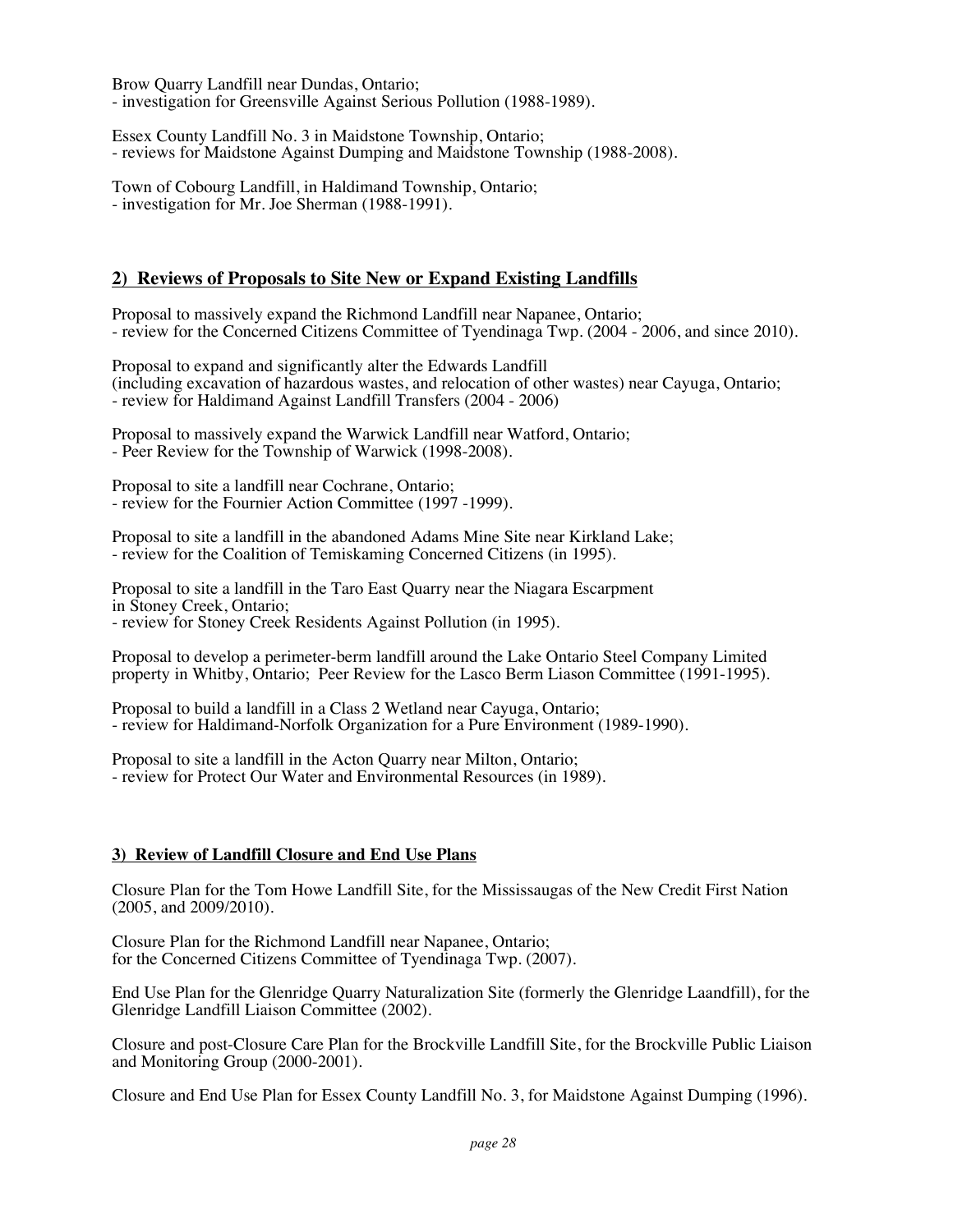Brow Quarry Landfill near Dundas, Ontario;
- investigation for Greensville Against Serious Pollution (1988-1989).

Essex County Landfill No. 3 in Maidstone Township, Ontario;
- reviews for Maidstone Against Dumping and Maidstone Township (1988-2008).

Town of Cobourg Landfill, in Haldimand Township, Ontario;
- investigation for Mr. Joe Sherman (1988-1991).

## 2) Reviews of Proposals to Site New or Expand Existing Landfills

Proposal to massively expand the Richmond Landfill near Napanee, Ontario;
- review for the Concerned Citizens Committee of Tyendinaga Twp. (2004 - 2006, and since 2010).

Proposal to expand and significantly alter the Edwards Landfill
(including excavation of hazardous wastes, and relocation of other wastes) near Cayuga, Ontario;
- review for Haldimand Against Landfill Transfers (2004 - 2006)

Proposal to massively expand the Warwick Landfill near Watford, Ontario;
- Peer Review for the Township of Warwick (1998-2008).

Proposal to site a landfill near Cochrane, Ontario;
- review for the Fournier Action Committee (1997 -1999).

Proposal to site a landfill in the abandoned Adams Mine Site near Kirkland Lake;
- review for the Coalition of Temiskaming Concerned Citizens (in 1995).

Proposal to site a landfill in the Taro East Quarry near the Niagara Escarpment
in Stoney Creek, Ontario;
- review for Stoney Creek Residents Against Pollution (in 1995).

Proposal to develop a perimeter-berm landfill around the Lake Ontario Steel Company Limited property in Whitby, Ontario; Peer Review for the Lasco Berm Liason Committee (1991-1995).

Proposal to build a landfill in a Class 2 Wetland near Cayuga, Ontario;
- review for Haldimand-Norfolk Organization for a Pure Environment (1989-1990).

Proposal to site a landfill in the Acton Quarry near Milton, Ontario;
- review for Protect Our Water and Environmental Resources (in 1989).

### 3) Review of Landfill Closure and End Use Plans

Closure Plan for the Tom Howe Landfill Site, for the Mississaugas of the New Credit First Nation (2005, and 2009/2010).

Closure Plan for the Richmond Landfill near Napanee, Ontario;
for the Concerned Citizens Committee of Tyendinaga Twp. (2007).

End Use Plan for the Glenridge Quarry Naturalization Site (formerly the Glenridge Laandfill), for the Glenridge Landfill Liaison Committee (2002).

Closure and post-Closure Care Plan for the Brockville Landfill Site, for the Brockville Public Liaison and Monitoring Group (2000-2001).

Closure and End Use Plan for Essex County Landfill No. 3, for Maidstone Against Dumping (1996).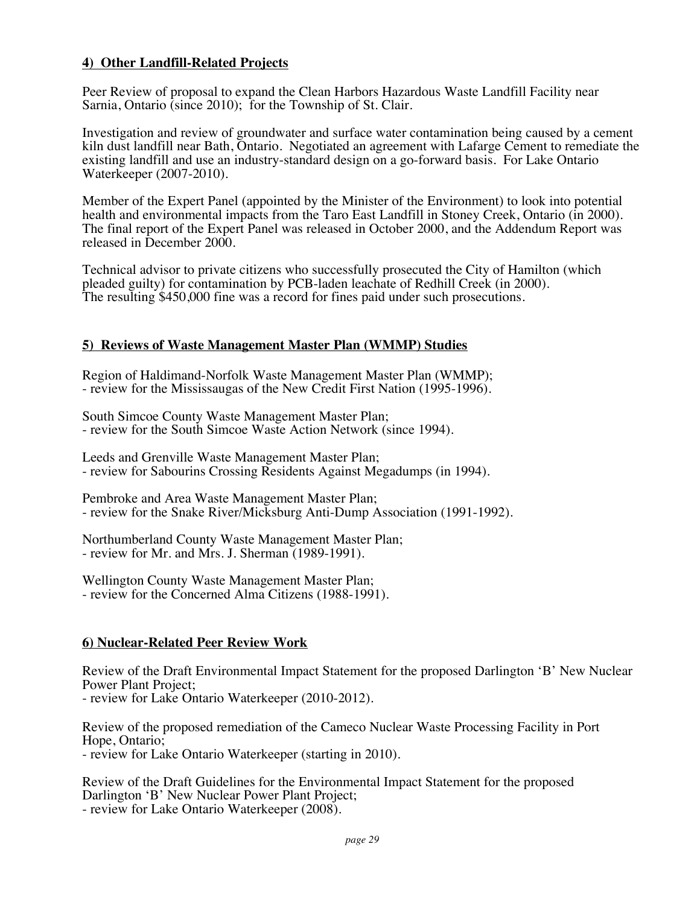## 4) Other Landfill-Related Projects

Peer Review of proposal to expand the Clean Harbors Hazardous Waste Landfill Facility near Sarnia, Ontario (since 2010); for the Township of St. Clair.

Investigation and review of groundwater and surface water contamination being caused by a cement kiln dust landfill near Bath, Ontario. Negotiated an agreement with Lafarge Cement to remediate the existing landfill and use an industry-standard design on a go-forward basis. For Lake Ontario Waterkeeper (2007-2010).

Member of the Expert Panel (appointed by the Minister of the Environment) to look into potential health and environmental impacts from the Taro East Landfill in Stoney Creek, Ontario (in 2000). The final report of the Expert Panel was released in October 2000, and the Addendum Report was released in December 2000.

Technical advisor to private citizens who successfully prosecuted the City of Hamilton (which pleaded guilty) for contamination by PCB-laden leachate of Redhill Creek (in 2000). The resulting $450,000 fine was a record for fines paid under such prosecutions.

## 5) Reviews of Waste Management Master Plan (WMMP) Studies

Region of Haldimand-Norfolk Waste Management Master Plan (WMMP);
- review for the Mississaugas of the New Credit First Nation (1995-1996).

South Simcoe County Waste Management Master Plan;
- review for the South Simcoe Waste Action Network (since 1994).

Leeds and Grenville Waste Management Master Plan;
- review for Sabourins Crossing Residents Against Megadumps (in 1994).

Pembroke and Area Waste Management Master Plan;
- review for the Snake River/Micksburg Anti-Dump Association (1991-1992).

Northumberland County Waste Management Master Plan;
- review for Mr. and Mrs. J. Sherman (1989-1991).

Wellington County Waste Management Master Plan;
- review for the Concerned Alma Citizens (1988-1991).

## 6) Nuclear-Related Peer Review Work

Review of the Draft Environmental Impact Statement for the proposed Darlington 'B' New Nuclear Power Plant Project;
- review for Lake Ontario Waterkeeper (2010-2012).

Review of the proposed remediation of the Cameco Nuclear Waste Processing Facility in Port Hope, Ontario;
- review for Lake Ontario Waterkeeper (starting in 2010).

Review of the Draft Guidelines for the Environmental Impact Statement for the proposed Darlington 'B' New Nuclear Power Plant Project;
- review for Lake Ontario Waterkeeper (2008).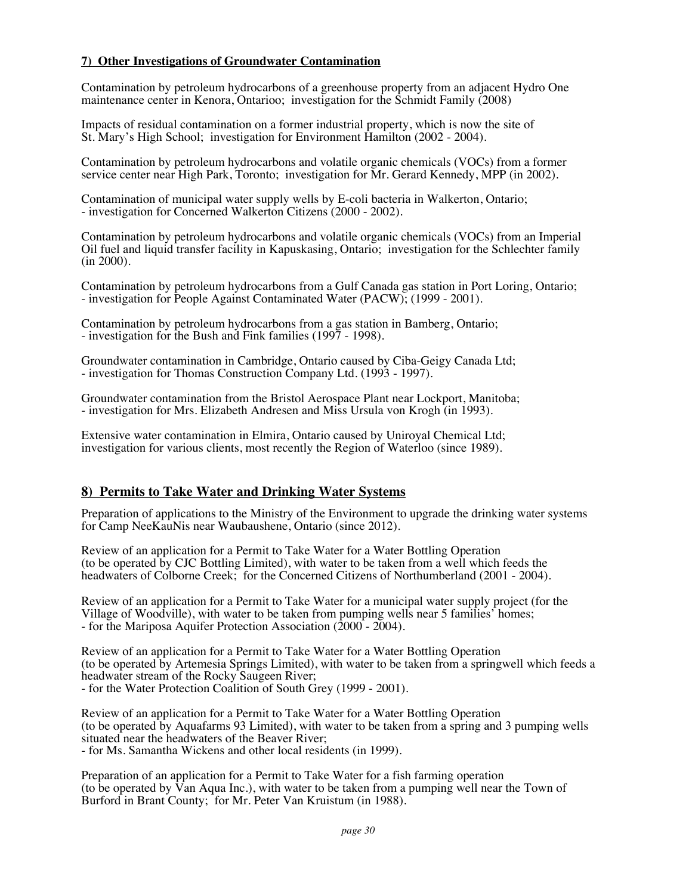## **7) Other Investigations of Groundwater Contamination**

Contamination by petroleum hydrocarbons of a greenhouse property from an adjacent Hydro One maintenance center in Kenora, Ontarioo; investigation for the Schmidt Family (2008)

Impacts of residual contamination on a former industrial property, which is now the site of St. Mary's High School; investigation for Environment Hamilton (2002 - 2004).

Contamination by petroleum hydrocarbons and volatile organic chemicals (VOCs) from a former service center near High Park, Toronto; investigation for Mr. Gerard Kennedy, MPP (in 2002).

Contamination of municipal water supply wells by E-coli bacteria in Walkerton, Ontario;
- investigation for Concerned Walkerton Citizens (2000 - 2002).

Contamination by petroleum hydrocarbons and volatile organic chemicals (VOCs) from an Imperial Oil fuel and liquid transfer facility in Kapuskasing, Ontario; investigation for the Schlechter family (in 2000).

Contamination by petroleum hydrocarbons from a Gulf Canada gas station in Port Loring, Ontario;
- investigation for People Against Contaminated Water (PACW); (1999 - 2001).

Contamination by petroleum hydrocarbons from a gas station in Bamberg, Ontario;
- investigation for the Bush and Fink families (1997 - 1998).

Groundwater contamination in Cambridge, Ontario caused by Ciba-Geigy Canada Ltd;
- investigation for Thomas Construction Company Ltd. (1993 - 1997).

Groundwater contamination from the Bristol Aerospace Plant near Lockport, Manitoba;
- investigation for Mrs. Elizabeth Andresen and Miss Ursula von Krogh (in 1993).

Extensive water contamination in Elmira, Ontario caused by Uniroyal Chemical Ltd; investigation for various clients, most recently the Region of Waterloo (since 1989).

## **8) Permits to Take Water and Drinking Water Systems**

Preparation of applications to the Ministry of the Environment to upgrade the drinking water systems for Camp NeeKauNis near Waubaushene, Ontario (since 2012).

Review of an application for a Permit to Take Water for a Water Bottling Operation (to be operated by CJC Bottling Limited), with water to be taken from a well which feeds the headwaters of Colborne Creek; for the Concerned Citizens of Northumberland (2001 - 2004).

Review of an application for a Permit to Take Water for a municipal water supply project (for the Village of Woodville), with water to be taken from pumping wells near 5 families' homes;
- for the Mariposa Aquifer Protection Association (2000 - 2004).

Review of an application for a Permit to Take Water for a Water Bottling Operation (to be operated by Artemesia Springs Limited), with water to be taken from a springwell which feeds a headwater stream of the Rocky Saugeen River;
- for the Water Protection Coalition of South Grey (1999 - 2001).

Review of an application for a Permit to Take Water for a Water Bottling Operation (to be operated by Aquafarms 93 Limited), with water to be taken from a spring and 3 pumping wells situated near the headwaters of the Beaver River;
- for Ms. Samantha Wickens and other local residents (in 1999).

Preparation of an application for a Permit to Take Water for a fish farming operation (to be operated by Van Aqua Inc.), with water to be taken from a pumping well near the Town of Burford in Brant County; for Mr. Peter Van Kruistum (in 1988).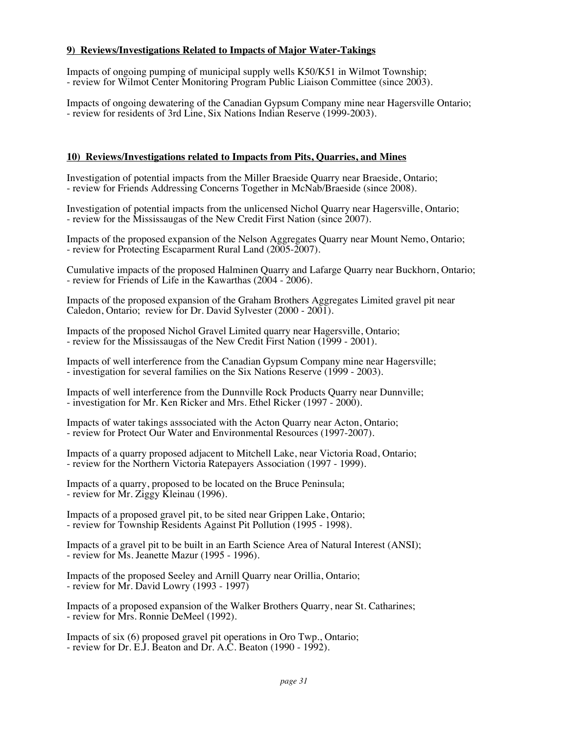## 9) Reviews/Investigations Related to Impacts of Major Water-Takings

Impacts of ongoing pumping of municipal supply wells K50/K51 in Wilmot Township;
- review for Wilmot Center Monitoring Program Public Liaison Committee (since 2003).

Impacts of ongoing dewatering of the Canadian Gypsum Company mine near Hagersville Ontario;
- review for residents of 3rd Line, Six Nations Indian Reserve (1999-2003).

## 10) Reviews/Investigations related to Impacts from Pits, Quarries, and Mines

Investigation of potential impacts from the Miller Braeside Quarry near Braeside, Ontario;
- review for Friends Addressing Concerns Together in McNab/Braeside (since 2008).

Investigation of potential impacts from the unlicensed Nichol Quarry near Hagersville, Ontario;
- review for the Mississaugas of the New Credit First Nation (since 2007).

Impacts of the proposed expansion of the Nelson Aggregates Quarry near Mount Nemo, Ontario;
- review for Protecting Escaparment Rural Land (2005-2007).

Cumulative impacts of the proposed Halminen Quarry and Lafarge Quarry near Buckhorn, Ontario;
- review for Friends of Life in the Kawarthas (2004 - 2006).

Impacts of the proposed expansion of the Graham Brothers Aggregates Limited gravel pit near Caledon, Ontario; review for Dr. David Sylvester (2000 - 2001).

Impacts of the proposed Nichol Gravel Limited quarry near Hagersville, Ontario;
- review for the Mississaugas of the New Credit First Nation (1999 - 2001).

Impacts of well interference from the Canadian Gypsum Company mine near Hagersville;
- investigation for several families on the Six Nations Reserve (1999 - 2003).

Impacts of well interference from the Dunnville Rock Products Quarry near Dunnville;
- investigation for Mr. Ken Ricker and Mrs. Ethel Ricker (1997 - 2000).

Impacts of water takings asssociated with the Acton Quarry near Acton, Ontario;
- review for Protect Our Water and Environmental Resources (1997-2007).

Impacts of a quarry proposed adjacent to Mitchell Lake, near Victoria Road, Ontario;
- review for the Northern Victoria Ratepayers Association (1997 - 1999).

Impacts of a quarry, proposed to be located on the Bruce Peninsula;
- review for Mr. Ziggy Kleinau (1996).

Impacts of a proposed gravel pit, to be sited near Grippen Lake, Ontario;
- review for Township Residents Against Pit Pollution (1995 - 1998).

Impacts of a gravel pit to be built in an Earth Science Area of Natural Interest (ANSI);
- review for Ms. Jeanette Mazur (1995 - 1996).

Impacts of the proposed Seeley and Arnill Quarry near Orillia, Ontario;
- review for Mr. David Lowry (1993 - 1997)

Impacts of a proposed expansion of the Walker Brothers Quarry, near St. Catharines;
- review for Mrs. Ronnie DeMeel (1992).

Impacts of six (6) proposed gravel pit operations in Oro Twp., Ontario;
- review for Dr. E.J. Beaton and Dr. A.C. Beaton (1990 - 1992).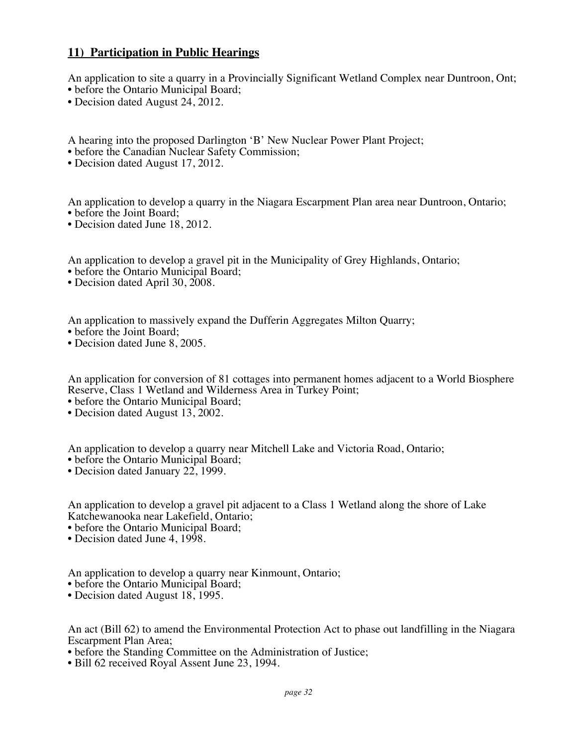## **11) Participation in Public Hearings**

An application to site a quarry in a Provincially Significant Wetland Complex near Duntroon, Ont;
- before the Ontario Municipal Board;
- Decision dated August 24, 2012.

A hearing into the proposed Darlington 'B' New Nuclear Power Plant Project;
- before the Canadian Nuclear Safety Commission;
- Decision dated August 17, 2012.

An application to develop a quarry in the Niagara Escarpment Plan area near Duntroon, Ontario;
- before the Joint Board;
- Decision dated June 18, 2012.

An application to develop a gravel pit in the Municipality of Grey Highlands, Ontario;
- before the Ontario Municipal Board;
- Decision dated April 30, 2008.

An application to massively expand the Dufferin Aggregates Milton Quarry;
- before the Joint Board;
- Decision dated June 8, 2005.

An application for conversion of 81 cottages into permanent homes adjacent to a World Biosphere Reserve, Class 1 Wetland and Wilderness Area in Turkey Point;
- before the Ontario Municipal Board;
- Decision dated August 13, 2002.

An application to develop a quarry near Mitchell Lake and Victoria Road, Ontario;
- before the Ontario Municipal Board;
- Decision dated January 22, 1999.

An application to develop a gravel pit adjacent to a Class 1 Wetland along the shore of Lake Katchewanooka near Lakefield, Ontario;
- before the Ontario Municipal Board;
- Decision dated June 4, 1998.

An application to develop a quarry near Kinmount, Ontario;
- before the Ontario Municipal Board;
- Decision dated August 18, 1995.

An act (Bill 62) to amend the Environmental Protection Act to phase out landfilling in the Niagara Escarpment Plan Area;
- before the Standing Committee on the Administration of Justice;
- Bill 62 received Royal Assent June 23, 1994.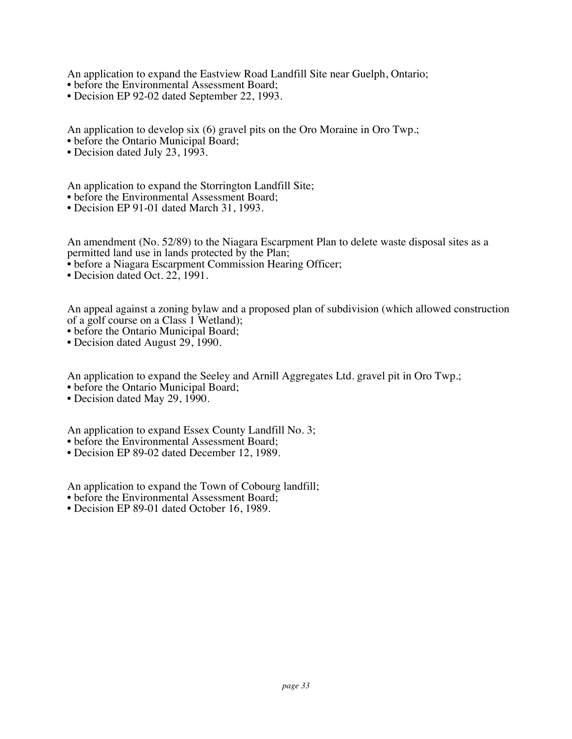An application to expand the Eastview Road Landfill Site near Guelph, Ontario;
- before the Environmental Assessment Board;
- Decision EP 92-02 dated September 22, 1993.

An application to develop six (6) gravel pits on the Oro Moraine in Oro Twp.;
- before the Ontario Municipal Board;
- Decision dated July 23, 1993.

An application to expand the Storrington Landfill Site;
- before the Environmental Assessment Board;
- Decision EP 91-01 dated March 31, 1993.

An amendment (No. 52/89) to the Niagara Escarpment Plan to delete waste disposal sites as a permitted land use in lands protected by the Plan;
- before a Niagara Escarpment Commission Hearing Officer;
- Decision dated Oct. 22, 1991.

An appeal against a zoning bylaw and a proposed plan of subdivision (which allowed construction of a golf course on a Class 1 Wetland);
- before the Ontario Municipal Board;
- Decision dated August 29, 1990.

An application to expand the Seeley and Arnill Aggregates Ltd. gravel pit in Oro Twp.;
- before the Ontario Municipal Board;
- Decision dated May 29, 1990.

An application to expand Essex County Landfill No. 3;
- before the Environmental Assessment Board;
- Decision EP 89-02 dated December 12, 1989.

An application to expand the Town of Cobourg landfill;
- before the Environmental Assessment Board;
- Decision EP 89-01 dated October 16, 1989.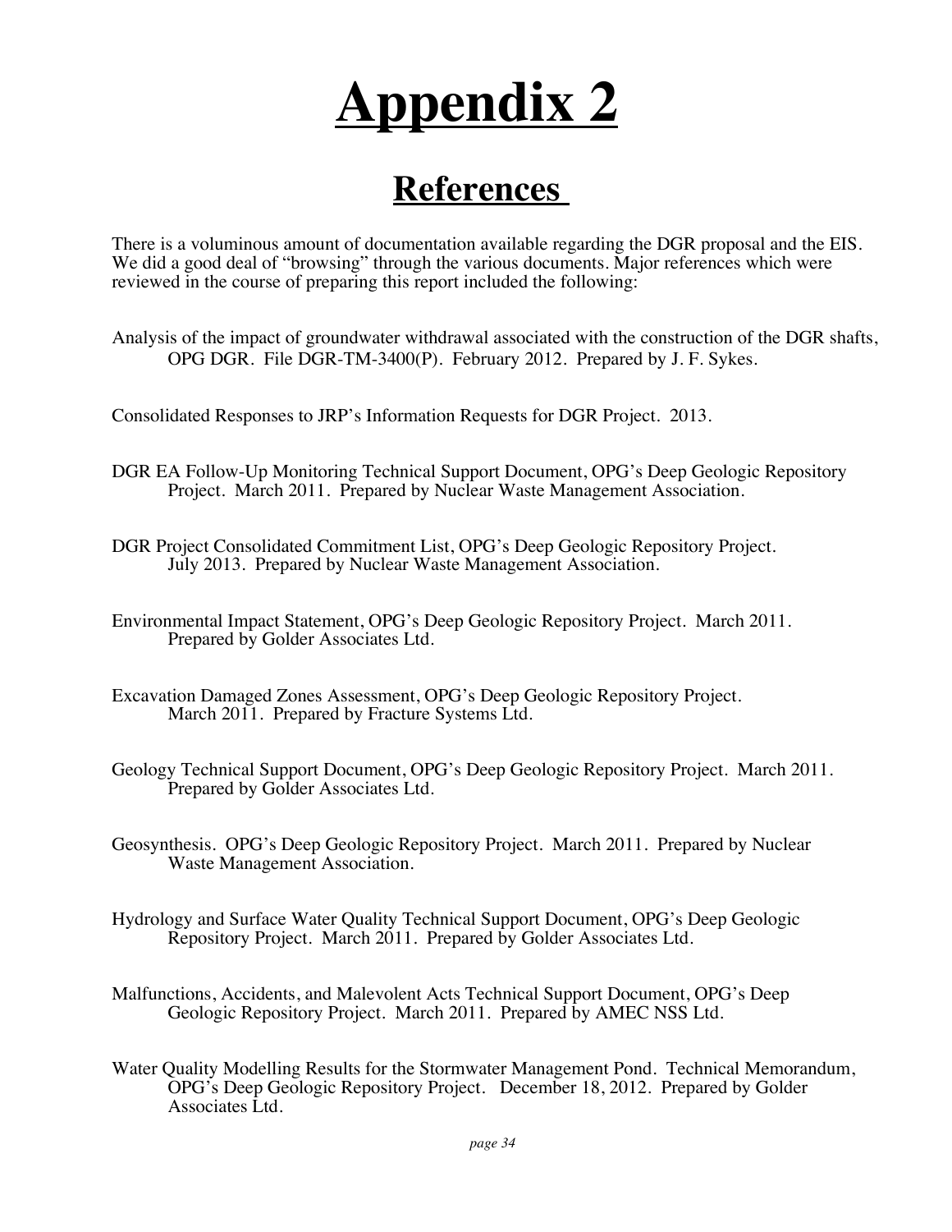# Appendix 2

## References

There is a voluminous amount of documentation available regarding the DGR proposal and the EIS. We did a good deal of "browsing" through the various documents. Major references which were reviewed in the course of preparing this report included the following:

Analysis of the impact of groundwater withdrawal associated with the construction of the DGR shafts, OPG DGR. File DGR-TM-3400(P). February 2012. Prepared by J. F. Sykes.

Consolidated Responses to JRP's Information Requests for DGR Project. 2013.

DGR EA Follow-Up Monitoring Technical Support Document, OPG's Deep Geologic Repository Project. March 2011. Prepared by Nuclear Waste Management Association.

DGR Project Consolidated Commitment List, OPG's Deep Geologic Repository Project. July 2013. Prepared by Nuclear Waste Management Association.

Environmental Impact Statement, OPG's Deep Geologic Repository Project. March 2011. Prepared by Golder Associates Ltd.

Excavation Damaged Zones Assessment, OPG's Deep Geologic Repository Project. March 2011. Prepared by Fracture Systems Ltd.

Geology Technical Support Document, OPG's Deep Geologic Repository Project. March 2011. Prepared by Golder Associates Ltd.

Geosynthesis. OPG's Deep Geologic Repository Project. March 2011. Prepared by Nuclear Waste Management Association.

Hydrology and Surface Water Quality Technical Support Document, OPG's Deep Geologic Repository Project. March 2011. Prepared by Golder Associates Ltd.

Malfunctions, Accidents, and Malevolent Acts Technical Support Document, OPG's Deep Geologic Repository Project. March 2011. Prepared by AMEC NSS Ltd.

Water Quality Modelling Results for the Stormwater Management Pond. Technical Memorandum, OPG's Deep Geologic Repository Project. December 18, 2012. Prepared by Golder Associates Ltd.